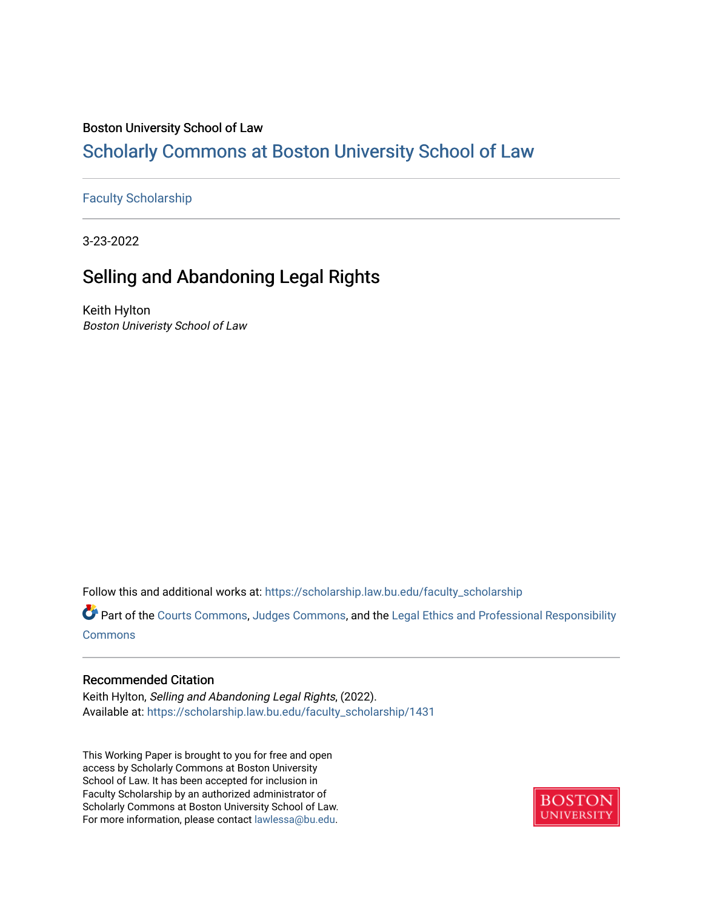Boston University School of Law

# Scholarly Commons at Boston University School of Law

Faculty Scholarship

3-23-2022

## Selling and Abandoning Legal Rights

Keith Hylton

*Boston Univeristy School of Law*

Follow this and additional works at: https://scholarship.law.bu.edu/faculty_scholarship

Part of the Courts Commons, Judges Commons, and the Legal Ethics and Professional Responsibility Commons

### Recommended Citation

Keith Hylton, *Selling and Abandoning Legal Rights*, (2022).
Available at: https://scholarship.law.bu.edu/faculty_scholarship/1431

This Working Paper is brought to you for free and open access by Scholarly Commons at Boston University School of Law. It has been accepted for inclusion in Faculty Scholarship by an authorized administrator of Scholarly Commons at Boston University School of Law. For more information, please contact lawlessa@bu.edu.

BOSTON UNIVERSITY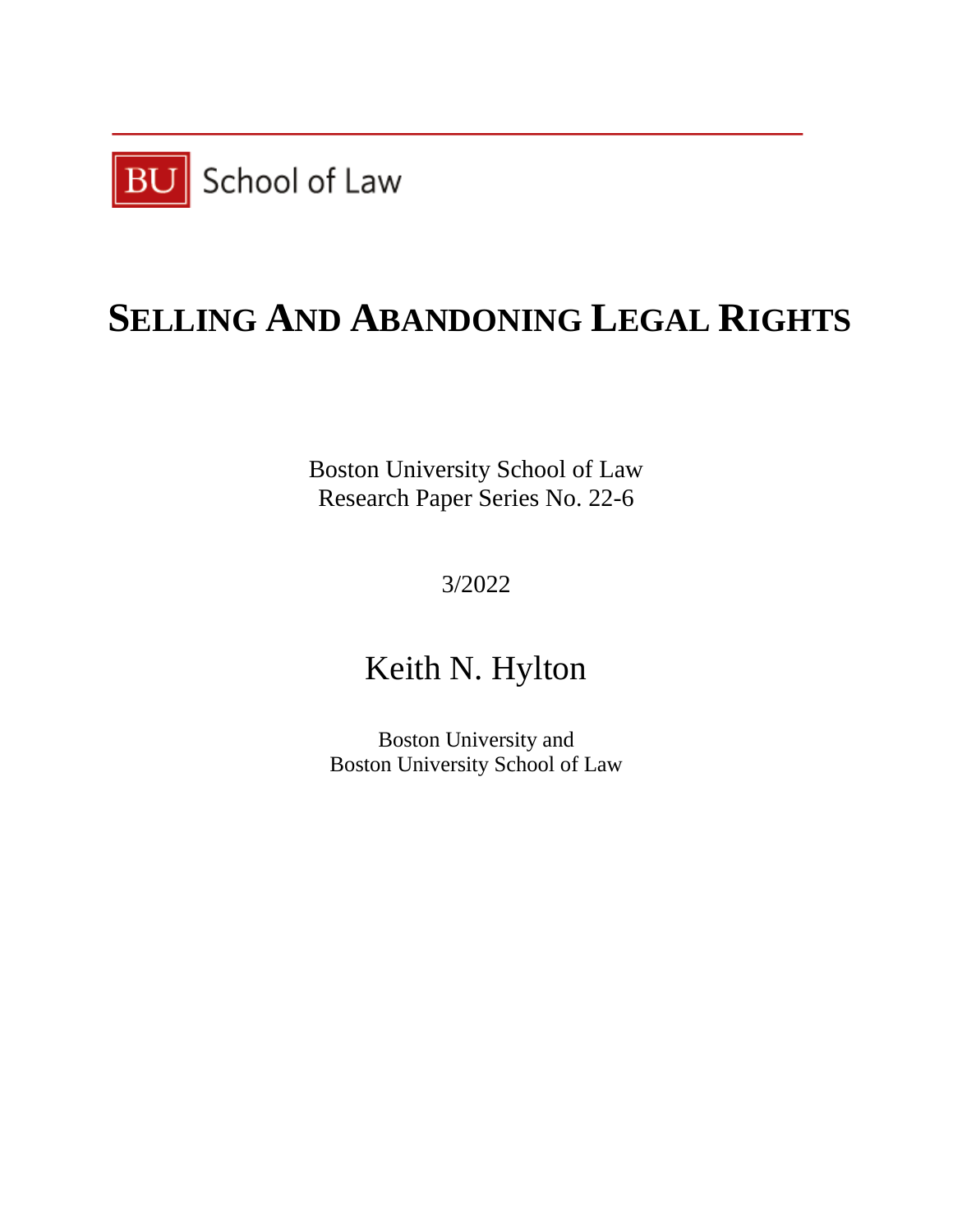BU School of Law

# SELLING AND ABANDONING LEGAL RIGHTS

Boston University School of Law
Research Paper Series No. 22-6

3/2022

Keith N. Hylton

Boston University and
Boston University School of Law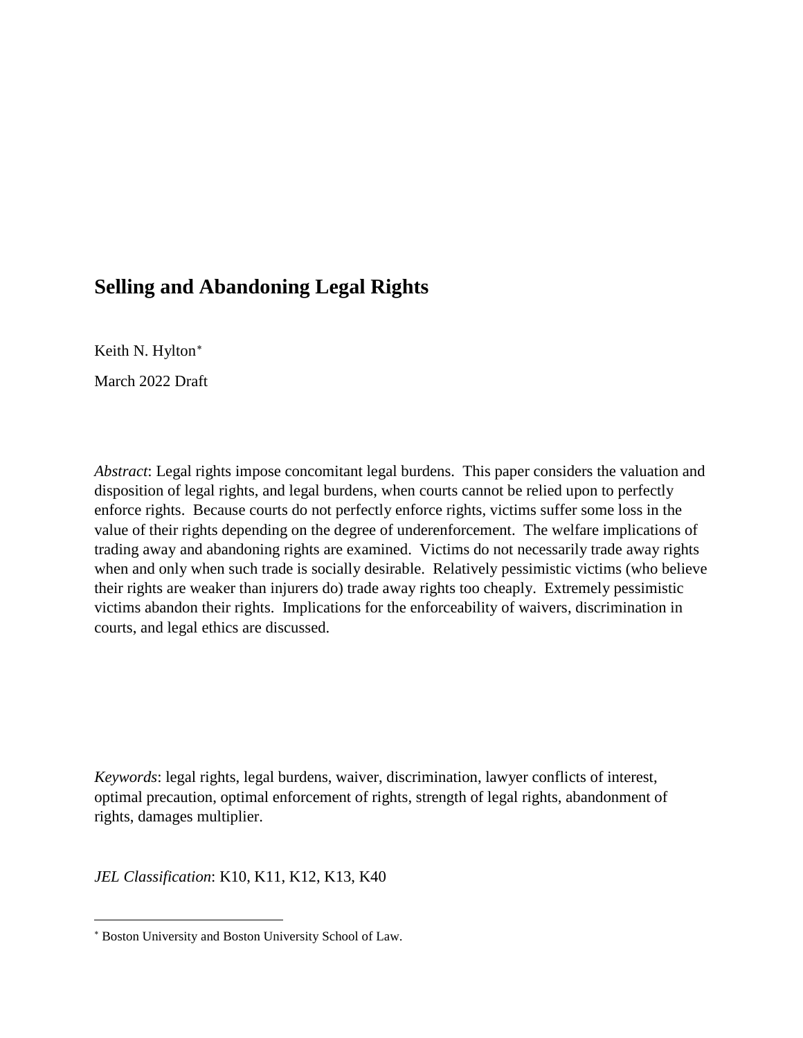# Selling and Abandoning Legal Rights

Keith N. Hylton[*]

March 2022 Draft

*Abstract*: Legal rights impose concomitant legal burdens. This paper considers the valuation and disposition of legal rights, and legal burdens, when courts cannot be relied upon to perfectly enforce rights. Because courts do not perfectly enforce rights, victims suffer some loss in the value of their rights depending on the degree of underenforcement. The welfare implications of trading away and abandoning rights are examined. Victims do not necessarily trade away rights when and only when such trade is socially desirable. Relatively pessimistic victims (who believe their rights are weaker than injurers do) trade away rights too cheaply. Extremely pessimistic victims abandon their rights. Implications for the enforceability of waivers, discrimination in courts, and legal ethics are discussed.

*Keywords*: legal rights, legal burdens, waiver, discrimination, lawyer conflicts of interest, optimal precaution, optimal enforcement of rights, strength of legal rights, abandonment of rights, damages multiplier.

*JEL Classification*: K10, K11, K12, K13, K40

---

[*] Boston University and Boston University School of Law.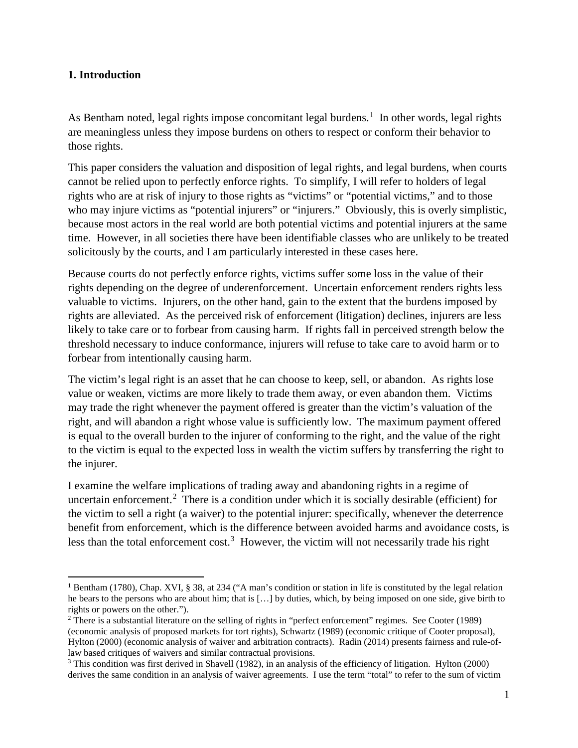## 1. Introduction

As Bentham noted, legal rights impose concomitant legal burdens.[1] In other words, legal rights are meaningless unless they impose burdens on others to respect or conform their behavior to those rights.

This paper considers the valuation and disposition of legal rights, and legal burdens, when courts cannot be relied upon to perfectly enforce rights. To simplify, I will refer to holders of legal rights who are at risk of injury to those rights as "victims" or "potential victims," and to those who may injure victims as "potential injurers" or "injurers." Obviously, this is overly simplistic, because most actors in the real world are both potential victims and potential injurers at the same time. However, in all societies there have been identifiable classes who are unlikely to be treated solicitously by the courts, and I am particularly interested in these cases here.

Because courts do not perfectly enforce rights, victims suffer some loss in the value of their rights depending on the degree of underenforcement. Uncertain enforcement renders rights less valuable to victims. Injurers, on the other hand, gain to the extent that the burdens imposed by rights are alleviated. As the perceived risk of enforcement (litigation) declines, injurers are less likely to take care or to forbear from causing harm. If rights fall in perceived strength below the threshold necessary to induce conformance, injurers will refuse to take care to avoid harm or to forbear from intentionally causing harm.

The victim's legal right is an asset that he can choose to keep, sell, or abandon. As rights lose value or weaken, victims are more likely to trade them away, or even abandon them. Victims may trade the right whenever the payment offered is greater than the victim's valuation of the right, and will abandon a right whose value is sufficiently low. The maximum payment offered is equal to the overall burden to the injurer of conforming to the right, and the value of the right to the victim is equal to the expected loss in wealth the victim suffers by transferring the right to the injurer.

I examine the welfare implications of trading away and abandoning rights in a regime of uncertain enforcement.[2] There is a condition under which it is socially desirable (efficient) for the victim to sell a right (a waiver) to the potential injurer: specifically, whenever the deterrence benefit from enforcement, which is the difference between avoided harms and avoidance costs, is less than the total enforcement cost.[3] However, the victim will not necessarily trade his right

---

[1] Bentham (1780), Chap. XVI, § 38, at 234 ("A man's condition or station in life is constituted by the legal relation he bears to the persons who are about him; that is […] by duties, which, by being imposed on one side, give birth to rights or powers on the other.").

[2] There is a substantial literature on the selling of rights in "perfect enforcement" regimes. See Cooter (1989) (economic analysis of proposed markets for tort rights), Schwartz (1989) (economic critique of Cooter proposal), Hylton (2000) (economic analysis of waiver and arbitration contracts). Radin (2014) presents fairness and rule-of-law based critiques of waivers and similar contractual provisions.

[3] This condition was first derived in Shavell (1982), in an analysis of the efficiency of litigation. Hylton (2000) derives the same condition in an analysis of waiver agreements. I use the term "total" to refer to the sum of victim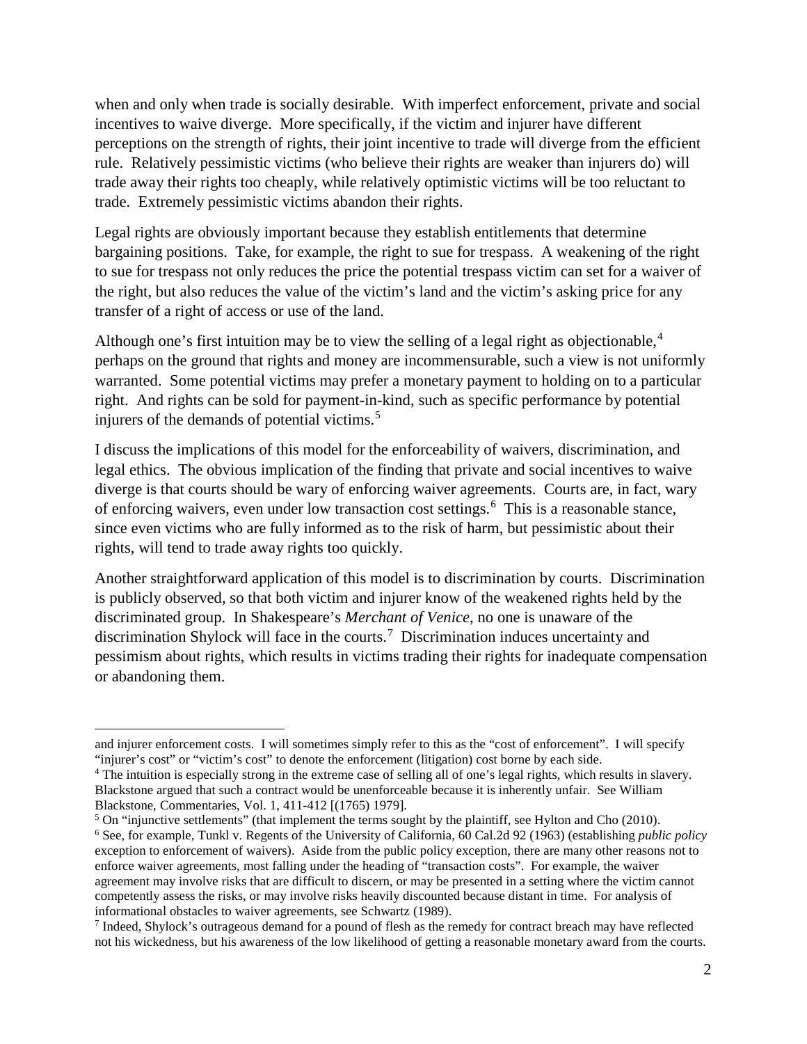when and only when trade is socially desirable. With imperfect enforcement, private and social incentives to waive diverge. More specifically, if the victim and injurer have different perceptions on the strength of rights, their joint incentive to trade will diverge from the efficient rule. Relatively pessimistic victims (who believe their rights are weaker than injurers do) will trade away their rights too cheaply, while relatively optimistic victims will be too reluctant to trade. Extremely pessimistic victims abandon their rights.

Legal rights are obviously important because they establish entitlements that determine bargaining positions. Take, for example, the right to sue for trespass. A weakening of the right to sue for trespass not only reduces the price the potential trespass victim can set for a waiver of the right, but also reduces the value of the victim's land and the victim's asking price for any transfer of a right of access or use of the land.

Although one's first intuition may be to view the selling of a legal right as objectionable,[4] perhaps on the ground that rights and money are incommensurable, such a view is not uniformly warranted. Some potential victims may prefer a monetary payment to holding on to a particular right. And rights can be sold for payment-in-kind, such as specific performance by potential injurers of the demands of potential victims.[5]

I discuss the implications of this model for the enforceability of waivers, discrimination, and legal ethics. The obvious implication of the finding that private and social incentives to waive diverge is that courts should be wary of enforcing waiver agreements. Courts are, in fact, wary of enforcing waivers, even under low transaction cost settings.[6] This is a reasonable stance, since even victims who are fully informed as to the risk of harm, but pessimistic about their rights, will tend to trade away rights too quickly.

Another straightforward application of this model is to discrimination by courts. Discrimination is publicly observed, so that both victim and injurer know of the weakened rights held by the discriminated group. In Shakespeare's *Merchant of Venice*, no one is unaware of the discrimination Shylock will face in the courts.[7] Discrimination induces uncertainty and pessimism about rights, which results in victims trading their rights for inadequate compensation or abandoning them.

---

and injurer enforcement costs. I will sometimes simply refer to this as the "cost of enforcement". I will specify "injurer's cost" or "victim's cost" to denote the enforcement (litigation) cost borne by each side.

[4] The intuition is especially strong in the extreme case of selling all of one's legal rights, which results in slavery. Blackstone argued that such a contract would be unenforceable because it is inherently unfair. See William Blackstone, Commentaries, Vol. 1, 411-412 [(1765) 1979].

[5] On "injunctive settlements" (that implement the terms sought by the plaintiff, see Hylton and Cho (2010).

[6] See, for example, Tunkl v. Regents of the University of California, 60 Cal.2d 92 (1963) (establishing *public policy* exception to enforcement of waivers). Aside from the public policy exception, there are many other reasons not to enforce waiver agreements, most falling under the heading of "transaction costs". For example, the waiver agreement may involve risks that are difficult to discern, or may be presented in a setting where the victim cannot competently assess the risks, or may involve risks heavily discounted because distant in time. For analysis of informational obstacles to waiver agreements, see Schwartz (1989).

[7] Indeed, Shylock's outrageous demand for a pound of flesh as the remedy for contract breach may have reflected not his wickedness, but his awareness of the low likelihood of getting a reasonable monetary award from the courts.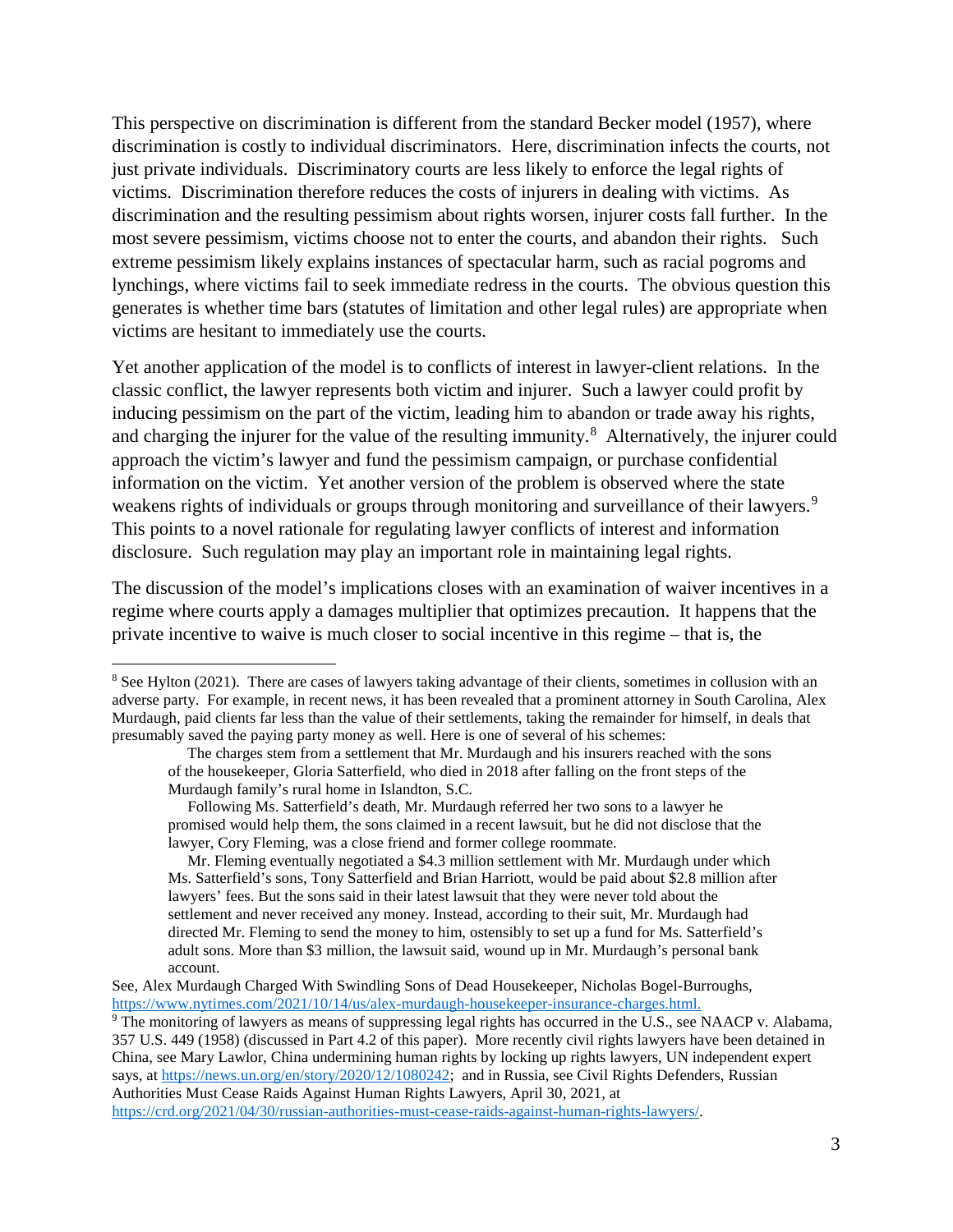This perspective on discrimination is different from the standard Becker model (1957), where discrimination is costly to individual discriminators. Here, discrimination infects the courts, not just private individuals. Discriminatory courts are less likely to enforce the legal rights of victims. Discrimination therefore reduces the costs of injurers in dealing with victims. As discrimination and the resulting pessimism about rights worsen, injurer costs fall further. In the most severe pessimism, victims choose not to enter the courts, and abandon their rights. Such extreme pessimism likely explains instances of spectacular harm, such as racial pogroms and lynchings, where victims fail to seek immediate redress in the courts. The obvious question this generates is whether time bars (statutes of limitation and other legal rules) are appropriate when victims are hesitant to immediately use the courts.

Yet another application of the model is to conflicts of interest in lawyer-client relations. In the classic conflict, the lawyer represents both victim and injurer. Such a lawyer could profit by inducing pessimism on the part of the victim, leading him to abandon or trade away his rights, and charging the injurer for the value of the resulting immunity.[8] Alternatively, the injurer could approach the victim's lawyer and fund the pessimism campaign, or purchase confidential information on the victim. Yet another version of the problem is observed where the state weakens rights of individuals or groups through monitoring and surveillance of their lawyers.[9] This points to a novel rationale for regulating lawyer conflicts of interest and information disclosure. Such regulation may play an important role in maintaining legal rights.

The discussion of the model's implications closes with an examination of waiver incentives in a regime where courts apply a damages multiplier that optimizes precaution. It happens that the private incentive to waive is much closer to social incentive in this regime – that is, the

---

[8] See Hylton (2021). There are cases of lawyers taking advantage of their clients, sometimes in collusion with an adverse party. For example, in recent news, it has been revealed that a prominent attorney in South Carolina, Alex Murdaugh, paid clients far less than the value of their settlements, taking the remainder for himself, in deals that presumably saved the paying party money as well. Here is one of several of his schemes:

> The charges stem from a settlement that Mr. Murdaugh and his insurers reached with the sons of the housekeeper, Gloria Satterfield, who died in 2018 after falling on the front steps of the Murdaugh family's rural home in Islandton, S.C.
>
> Following Ms. Satterfield's death, Mr. Murdaugh referred her two sons to a lawyer he promised would help them, the sons claimed in a recent lawsuit, but he did not disclose that the lawyer, Cory Fleming, was a close friend and former college roommate.
>
> Mr. Fleming eventually negotiated a $4.3 million settlement with Mr. Murdaugh under which Ms. Satterfield's sons, Tony Satterfield and Brian Harriott, would be paid about $2.8 million after lawyers' fees. But the sons said in their latest lawsuit that they were never told about the settlement and never received any money. Instead, according to their suit, Mr. Murdaugh had directed Mr. Fleming to send the money to him, ostensibly to set up a fund for Ms. Satterfield's adult sons. More than $3 million, the lawsuit said, wound up in Mr. Murdaugh's personal bank account.

See, Alex Murdaugh Charged With Swindling Sons of Dead Housekeeper, Nicholas Bogel-Burroughs, https://www.nytimes.com/2021/10/14/us/alex-murdaugh-housekeeper-insurance-charges.html.

[9] The monitoring of lawyers as means of suppressing legal rights has occurred in the U.S., see NAACP v. Alabama, 357 U.S. 449 (1958) (discussed in Part 4.2 of this paper). More recently civil rights lawyers have been detained in China, see Mary Lawlor, China undermining human rights by locking up rights lawyers, UN independent expert says, at https://news.un.org/en/story/2020/12/1080242; and in Russia, see Civil Rights Defenders, Russian Authorities Must Cease Raids Against Human Rights Lawyers, April 30, 2021, at https://crd.org/2021/04/30/russian-authorities-must-cease-raids-against-human-rights-lawyers/.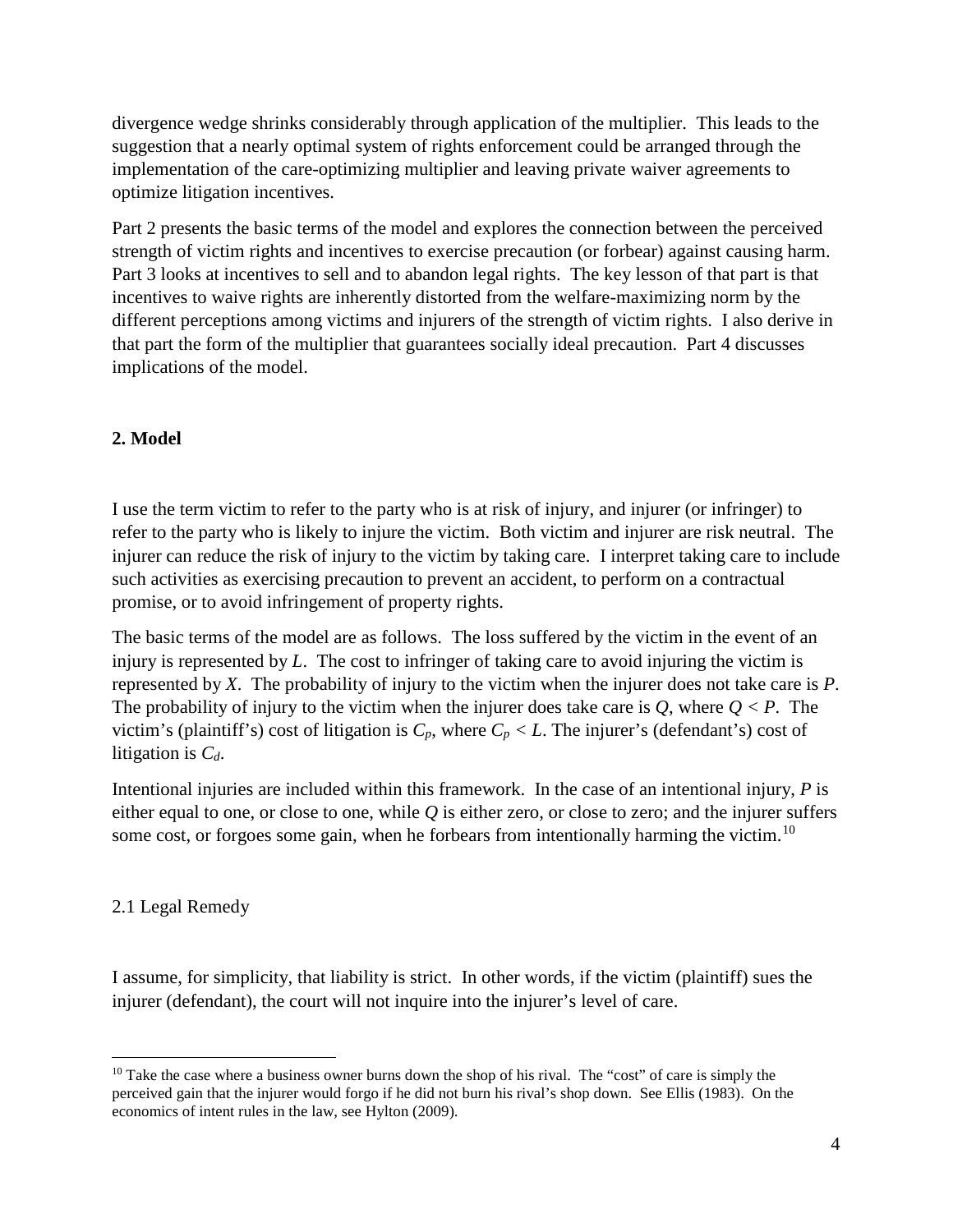divergence wedge shrinks considerably through application of the multiplier. This leads to the suggestion that a nearly optimal system of rights enforcement could be arranged through the implementation of the care-optimizing multiplier and leaving private waiver agreements to optimize litigation incentives.

Part 2 presents the basic terms of the model and explores the connection between the perceived strength of victim rights and incentives to exercise precaution (or forbear) against causing harm. Part 3 looks at incentives to sell and to abandon legal rights. The key lesson of that part is that incentives to waive rights are inherently distorted from the welfare-maximizing norm by the different perceptions among victims and injurers of the strength of victim rights. I also derive in that part the form of the multiplier that guarantees socially ideal precaution. Part 4 discusses implications of the model.

## 2. Model

I use the term victim to refer to the party who is at risk of injury, and injurer (or infringer) to refer to the party who is likely to injure the victim. Both victim and injurer are risk neutral. The injurer can reduce the risk of injury to the victim by taking care. I interpret taking care to include such activities as exercising precaution to prevent an accident, to perform on a contractual promise, or to avoid infringement of property rights.

The basic terms of the model are as follows. The loss suffered by the victim in the event of an injury is represented by $L$. The cost to infringer of taking care to avoid injuring the victim is represented by $X$. The probability of injury to the victim when the injurer does not take care is $P$. The probability of injury to the victim when the injurer does take care is $Q$, where $Q < P$. The victim's (plaintiff's) cost of litigation is $C_p$, where $C_p < L$. The injurer's (defendant's) cost of litigation is $C_d$.

Intentional injuries are included within this framework. In the case of an intentional injury, $P$ is either equal to one, or close to one, while $Q$ is either zero, or close to zero; and the injurer suffers some cost, or forgoes some gain, when he forbears from intentionally harming the victim.[10]

### 2.1 Legal Remedy

I assume, for simplicity, that liability is strict. In other words, if the victim (plaintiff) sues the injurer (defendant), the court will not inquire into the injurer's level of care.

[10] Take the case where a business owner burns down the shop of his rival. The "cost" of care is simply the perceived gain that the injurer would forgo if he did not burn his rival's shop down. See Ellis (1983). On the economics of intent rules in the law, see Hylton (2009).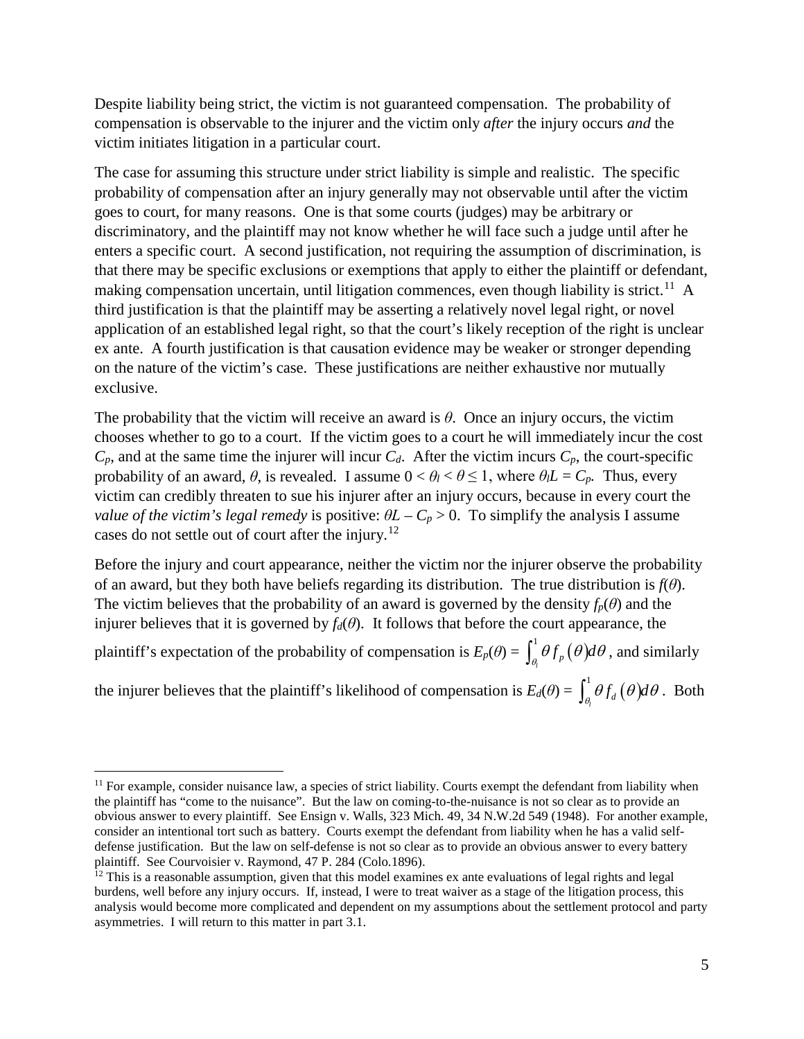Despite liability being strict, the victim is not guaranteed compensation. The probability of compensation is observable to the injurer and the victim only *after* the injury occurs *and* the victim initiates litigation in a particular court.

The case for assuming this structure under strict liability is simple and realistic. The specific probability of compensation after an injury generally may not observable until after the victim goes to court, for many reasons. One is that some courts (judges) may be arbitrary or discriminatory, and the plaintiff may not know whether he will face such a judge until after he enters a specific court. A second justification, not requiring the assumption of discrimination, is that there may be specific exclusions or exemptions that apply to either the plaintiff or defendant, making compensation uncertain, until litigation commences, even though liability is strict.[11] A third justification is that the plaintiff may be asserting a relatively novel legal right, or novel application of an established legal right, so that the court's likely reception of the right is unclear ex ante. A fourth justification is that causation evidence may be weaker or stronger depending on the nature of the victim's case. These justifications are neither exhaustive nor mutually exclusive.

The probability that the victim will receive an award is $\theta$. Once an injury occurs, the victim chooses whether to go to a court. If the victim goes to a court he will immediately incur the cost $C_p$, and at the same time the injurer will incur $C_d$. After the victim incurs $C_p$, the court-specific probability of an award, $\theta$, is revealed. I assume $0 < \theta_l < \theta \leq 1$, where $\theta_l L = C_p$. Thus, every victim can credibly threaten to sue his injurer after an injury occurs, because in every court the *value of the victim's legal remedy* is positive: $\theta L - C_p > 0$. To simplify the analysis I assume cases do not settle out of court after the injury.[12]

Before the injury and court appearance, neither the victim nor the injurer observe the probability of an award, but they both have beliefs regarding its distribution. The true distribution is $f(\theta)$. The victim believes that the probability of an award is governed by the density $f_p(\theta)$ and the injurer believes that it is governed by $f_d(\theta)$. It follows that before the court appearance, the plaintiff's expectation of the probability of compensation is $E_p(\theta) = \int_{\theta_l}^{1} \theta f_p(\theta) d\theta$, and similarly the injurer believes that the plaintiff's likelihood of compensation is $E_d(\theta) = \int_{\theta_l}^{1} \theta f_d(\theta) d\theta$. Both

---

[11] For example, consider nuisance law, a species of strict liability. Courts exempt the defendant from liability when the plaintiff has "come to the nuisance". But the law on coming-to-the-nuisance is not so clear as to provide an obvious answer to every plaintiff. See Ensign v. Walls, 323 Mich. 49, 34 N.W.2d 549 (1948). For another example, consider an intentional tort such as battery. Courts exempt the defendant from liability when he has a valid self-defense justification. But the law on self-defense is not so clear as to provide an obvious answer to every battery plaintiff. See Courvoisier v. Raymond, 47 P. 284 (Colo.1896).

[12] This is a reasonable assumption, given that this model examines ex ante evaluations of legal rights and legal burdens, well before any injury occurs. If, instead, I were to treat waiver as a stage of the litigation process, this analysis would become more complicated and dependent on my assumptions about the settlement protocol and party asymmetries. I will return to this matter in part 3.1.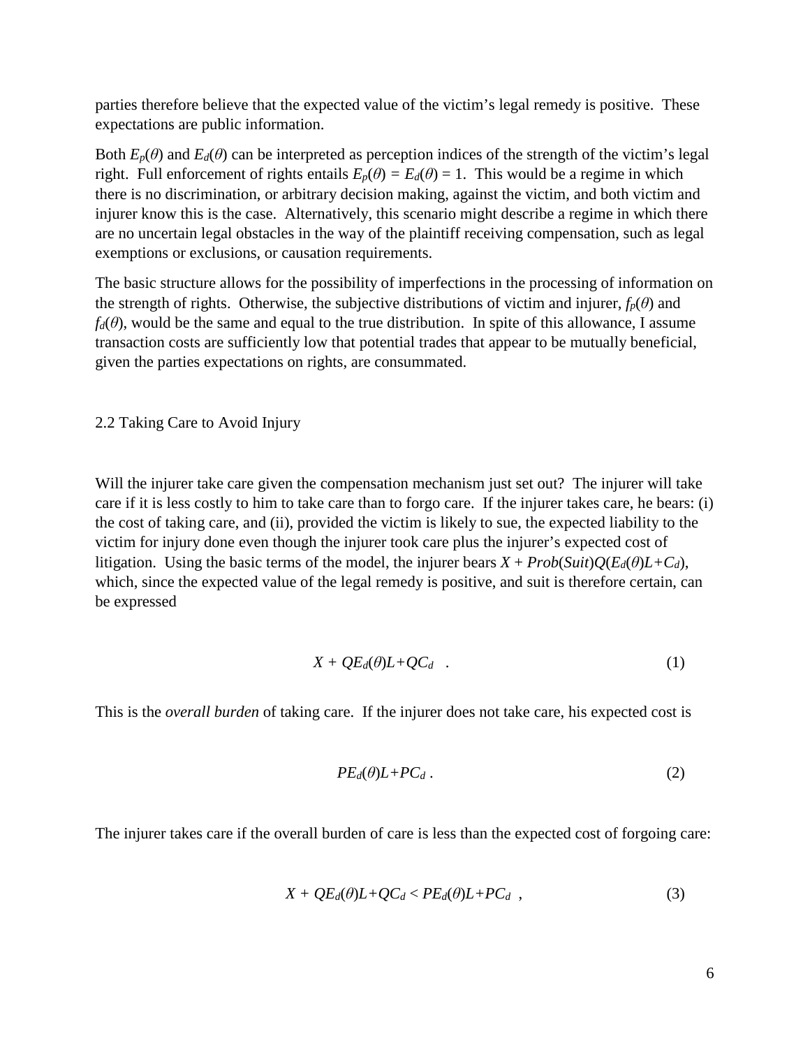parties therefore believe that the expected value of the victim's legal remedy is positive. These expectations are public information.

Both $E_p(\theta)$ and $E_d(\theta)$ can be interpreted as perception indices of the strength of the victim's legal right. Full enforcement of rights entails $E_p(\theta) = E_d(\theta) = 1$. This would be a regime in which there is no discrimination, or arbitrary decision making, against the victim, and both victim and injurer know this is the case. Alternatively, this scenario might describe a regime in which there are no uncertain legal obstacles in the way of the plaintiff receiving compensation, such as legal exemptions or exclusions, or causation requirements.

The basic structure allows for the possibility of imperfections in the processing of information on the strength of rights. Otherwise, the subjective distributions of victim and injurer, $f_p(\theta)$ and $f_d(\theta)$, would be the same and equal to the true distribution. In spite of this allowance, I assume transaction costs are sufficiently low that potential trades that appear to be mutually beneficial, given the parties expectations on rights, are consummated.

## 2.2 Taking Care to Avoid Injury

Will the injurer take care given the compensation mechanism just set out? The injurer will take care if it is less costly to him to take care than to forgo care. If the injurer takes care, he bears: (i) the cost of taking care, and (ii), provided the victim is likely to sue, the expected liability to the victim for injury done even though the injurer took care plus the injurer's expected cost of litigation. Using the basic terms of the model, the injurer bears $X + Prob(Suit)Q(E_d(\theta)L+C_d)$, which, since the expected value of the legal remedy is positive, and suit is therefore certain, can be expressed

$$X + QE_d(\theta)L+QC_d \quad . \tag{1}$$

This is the *overall burden* of taking care. If the injurer does not take care, his expected cost is

$$PE_d(\theta)L+PC_d \; . \tag{2}$$

The injurer takes care if the overall burden of care is less than the expected cost of forgoing care:

$$X + QE_d(\theta)L+QC_d < PE_d(\theta)L+PC_d \quad , \tag{3}$$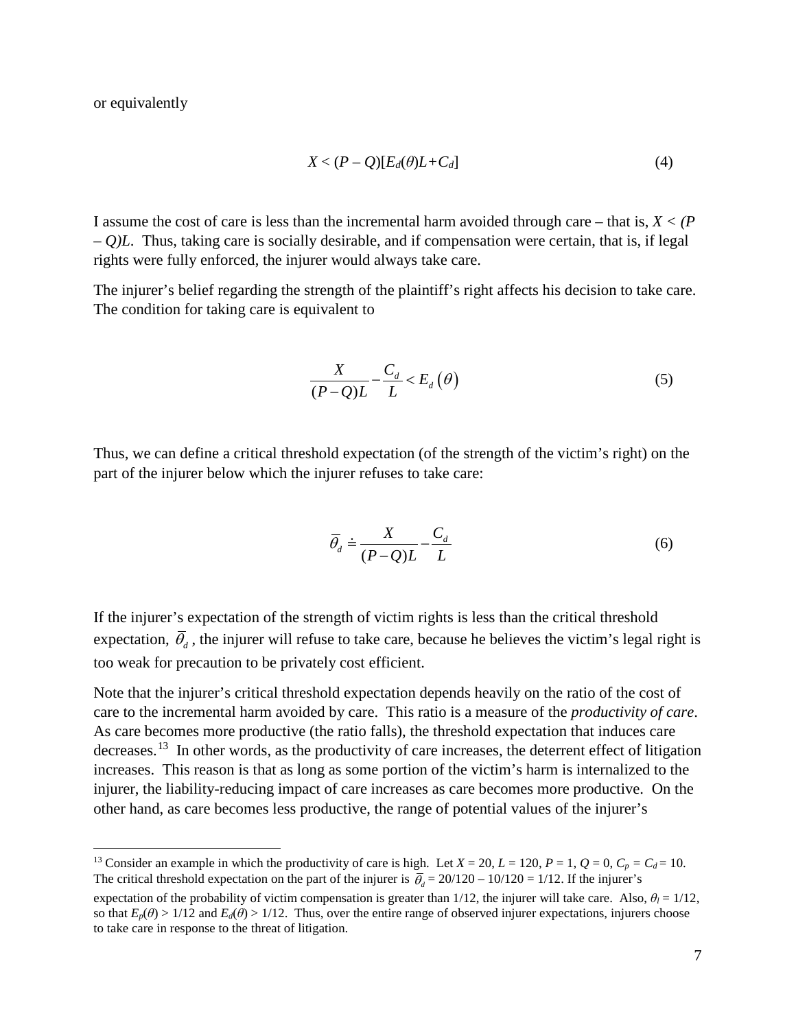or equivalently

$$X < (P - Q)[E_d(\theta)L + C_d] \tag{4}$$

I assume the cost of care is less than the incremental harm avoided through care – that is, $X < (P - Q)L$. Thus, taking care is socially desirable, and if compensation were certain, that is, if legal rights were fully enforced, the injurer would always take care.

The injurer's belief regarding the strength of the plaintiff's right affects his decision to take care. The condition for taking care is equivalent to

$$\frac{X}{(P-Q)L} - \frac{C_d}{L} < E_d(\theta) \tag{5}$$

Thus, we can define a critical threshold expectation (of the strength of the victim's right) on the part of the injurer below which the injurer refuses to take care:

$$\bar{\theta}_d \doteq \frac{X}{(P-Q)L} - \frac{C_d}{L} \tag{6}$$

If the injurer's expectation of the strength of victim rights is less than the critical threshold expectation, $\bar{\theta}_d$, the injurer will refuse to take care, because he believes the victim's legal right is too weak for precaution to be privately cost efficient.

Note that the injurer's critical threshold expectation depends heavily on the ratio of the cost of care to the incremental harm avoided by care. This ratio is a measure of the *productivity of care*. As care becomes more productive (the ratio falls), the threshold expectation that induces care decreases.[13] In other words, as the productivity of care increases, the deterrent effect of litigation increases. This reason is that as long as some portion of the victim's harm is internalized to the injurer, the liability-reducing impact of care increases as care becomes more productive. On the other hand, as care becomes less productive, the range of potential values of the injurer's

---

[13] Consider an example in which the productivity of care is high. Let $X = 20$, $L = 120$, $P = 1$, $Q = 0$, $C_p = C_d = 10$. The critical threshold expectation on the part of the injurer is $\bar{\theta}_d = 20/120 - 10/120 = 1/12$. If the injurer's expectation of the probability of victim compensation is greater than 1/12, the injurer will take care. Also, $\theta_l = 1/12$, so that $E_p(\theta) > 1/12$ and $E_d(\theta) > 1/12$. Thus, over the entire range of observed injurer expectations, injurers choose to take care in response to the threat of litigation.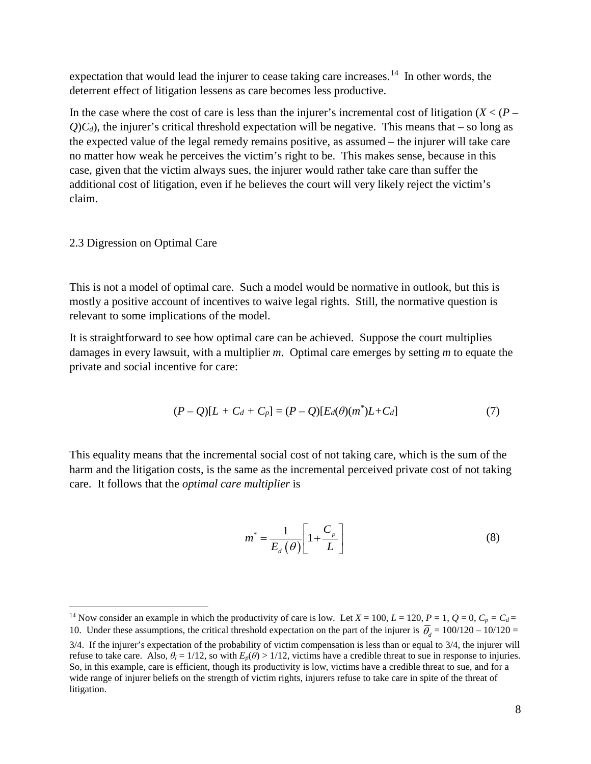expectation that would lead the injurer to cease taking care increases.[14] In other words, the deterrent effect of litigation lessens as care becomes less productive.

In the case where the cost of care is less than the injurer's incremental cost of litigation ($X < (P - Q)C_d$), the injurer's critical threshold expectation will be negative. This means that – so long as the expected value of the legal remedy remains positive, as assumed – the injurer will take care no matter how weak he perceives the victim's right to be. This makes sense, because in this case, given that the victim always sues, the injurer would rather take care than suffer the additional cost of litigation, even if he believes the court will very likely reject the victim's claim.

### 2.3 Digression on Optimal Care

This is not a model of optimal care. Such a model would be normative in outlook, but this is mostly a positive account of incentives to waive legal rights. Still, the normative question is relevant to some implications of the model.

It is straightforward to see how optimal care can be achieved. Suppose the court multiplies damages in every lawsuit, with a multiplier $m$. Optimal care emerges by setting $m$ to equate the private and social incentive for care:

$$(P - Q)[L + C_d + C_p] = (P - Q)[E_d(\theta)(m^*)L + C_d] \tag{7}$$

This equality means that the incremental social cost of not taking care, which is the sum of the harm and the litigation costs, is the same as the incremental perceived private cost of not taking care. It follows that the *optimal care multiplier* is

$$m^* = \frac{1}{E_d(\theta)}\left[1 + \frac{C_p}{L}\right] \tag{8}$$

---

[14] Now consider an example in which the productivity of care is low. Let $X = 100$, $L = 120$, $P = 1$, $Q = 0$, $C_p = C_d = 10$. Under these assumptions, the critical threshold expectation on the part of the injurer is $\overline{\theta}_d = 100/120 - 10/120 = 3/4$. If the injurer's expectation of the probability of victim compensation is less than or equal to 3/4, the injurer will refuse to take care. Also, $\theta_l = 1/12$, so with $E_p(\theta) > 1/12$, victims have a credible threat to sue in response to injuries. So, in this example, care is efficient, though its productivity is low, victims have a credible threat to sue, and for a wide range of injurer beliefs on the strength of victim rights, injurers refuse to take care in spite of the threat of litigation.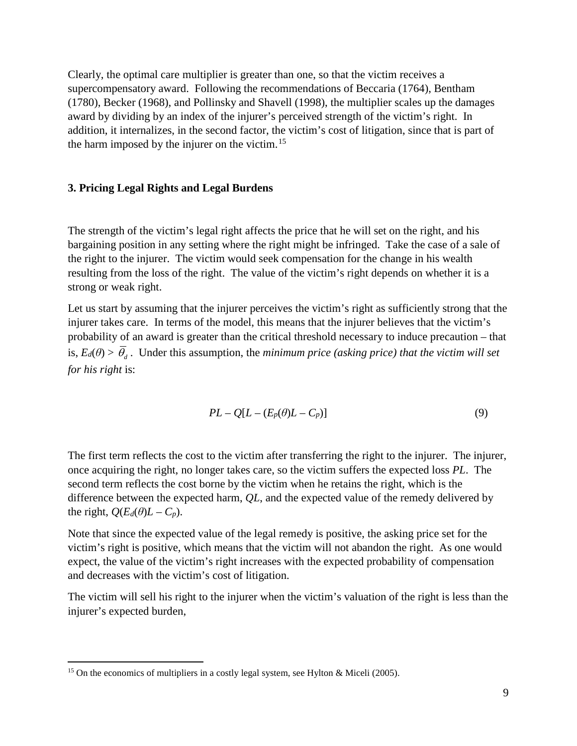Clearly, the optimal care multiplier is greater than one, so that the victim receives a supercompensatory award. Following the recommendations of Beccaria (1764), Bentham (1780), Becker (1968), and Pollinsky and Shavell (1998), the multiplier scales up the damages award by dividing by an index of the injurer's perceived strength of the victim's right. In addition, it internalizes, in the second factor, the victim's cost of litigation, since that is part of the harm imposed by the injurer on the victim.[15]

## 3. Pricing Legal Rights and Legal Burdens

The strength of the victim's legal right affects the price that he will set on the right, and his bargaining position in any setting where the right might be infringed. Take the case of a sale of the right to the injurer. The victim would seek compensation for the change in his wealth resulting from the loss of the right. The value of the victim's right depends on whether it is a strong or weak right.

Let us start by assuming that the injurer perceives the victim's right as sufficiently strong that the injurer takes care. In terms of the model, this means that the injurer believes that the victim's probability of an award is greater than the critical threshold necessary to induce precaution – that is, $E_d(\theta) > \overline{\theta}_d$. Under this assumption, the *minimum price (asking price) that the victim will set for his right* is:

$$PL - Q[L - (E_p(\theta)L - C_p)] \qquad (9)$$

The first term reflects the cost to the victim after transferring the right to the injurer. The injurer, once acquiring the right, no longer takes care, so the victim suffers the expected loss $PL$. The second term reflects the cost borne by the victim when he retains the right, which is the difference between the expected harm, $QL$, and the expected value of the remedy delivered by the right, $Q(E_d(\theta)L - C_p)$.

Note that since the expected value of the legal remedy is positive, the asking price set for the victim's right is positive, which means that the victim will not abandon the right. As one would expect, the value of the victim's right increases with the expected probability of compensation and decreases with the victim's cost of litigation.

The victim will sell his right to the injurer when the victim's valuation of the right is less than the injurer's expected burden,

[15] On the economics of multipliers in a costly legal system, see Hylton & Miceli (2005).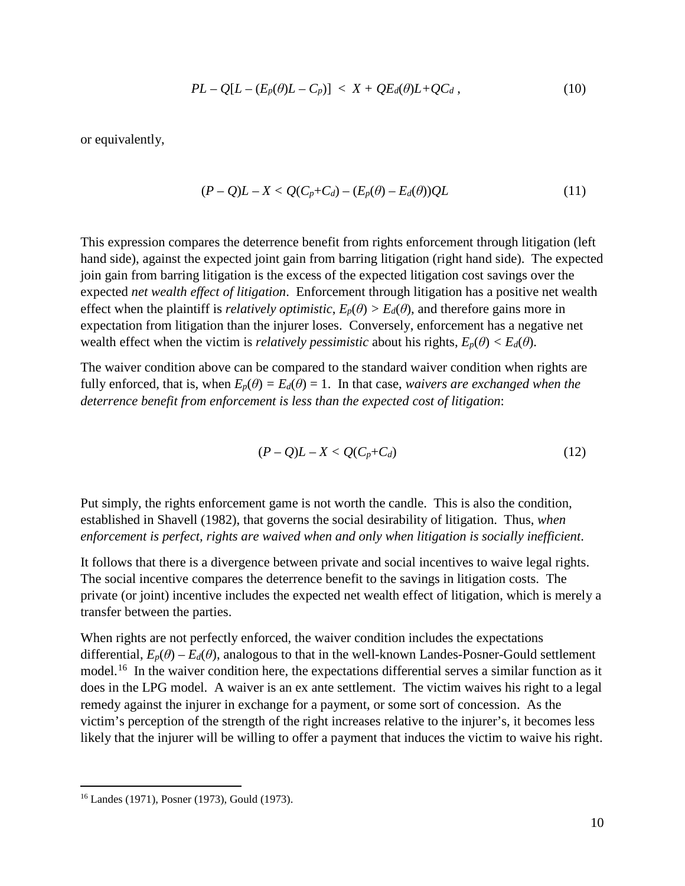$$PL - Q[L - (E_p(\theta)L - C_p)] \;<\; X + QE_d(\theta)L + QC_d\,, \tag{10}$$

or equivalently,

$$(P - Q)L - X < Q(C_p + C_d) - (E_p(\theta) - E_d(\theta))QL \tag{11}$$

This expression compares the deterrence benefit from rights enforcement through litigation (left hand side), against the expected joint gain from barring litigation (right hand side). The expected join gain from barring litigation is the excess of the expected litigation cost savings over the expected *net wealth effect of litigation*. Enforcement through litigation has a positive net wealth effect when the plaintiff is *relatively optimistic*, $E_p(\theta) > E_d(\theta)$, and therefore gains more in expectation from litigation than the injurer loses. Conversely, enforcement has a negative net wealth effect when the victim is *relatively pessimistic* about his rights, $E_p(\theta) < E_d(\theta)$.

The waiver condition above can be compared to the standard waiver condition when rights are fully enforced, that is, when $E_p(\theta) = E_d(\theta) = 1$. In that case, *waivers are exchanged when the deterrence benefit from enforcement is less than the expected cost of litigation*:

$$(P - Q)L - X < Q(C_p + C_d) \tag{12}$$

Put simply, the rights enforcement game is not worth the candle. This is also the condition, established in Shavell (1982), that governs the social desirability of litigation. Thus, *when enforcement is perfect, rights are waived when and only when litigation is socially inefficient*.

It follows that there is a divergence between private and social incentives to waive legal rights. The social incentive compares the deterrence benefit to the savings in litigation costs. The private (or joint) incentive includes the expected net wealth effect of litigation, which is merely a transfer between the parties.

When rights are not perfectly enforced, the waiver condition includes the expectations differential, $E_p(\theta) - E_d(\theta)$, analogous to that in the well-known Landes-Posner-Gould settlement model.[16] In the waiver condition here, the expectations differential serves a similar function as it does in the LPG model. A waiver is an ex ante settlement. The victim waives his right to a legal remedy against the injurer in exchange for a payment, or some sort of concession. As the victim's perception of the strength of the right increases relative to the injurer's, it becomes less likely that the injurer will be willing to offer a payment that induces the victim to waive his right.

---

[16] Landes (1971), Posner (1973), Gould (1973).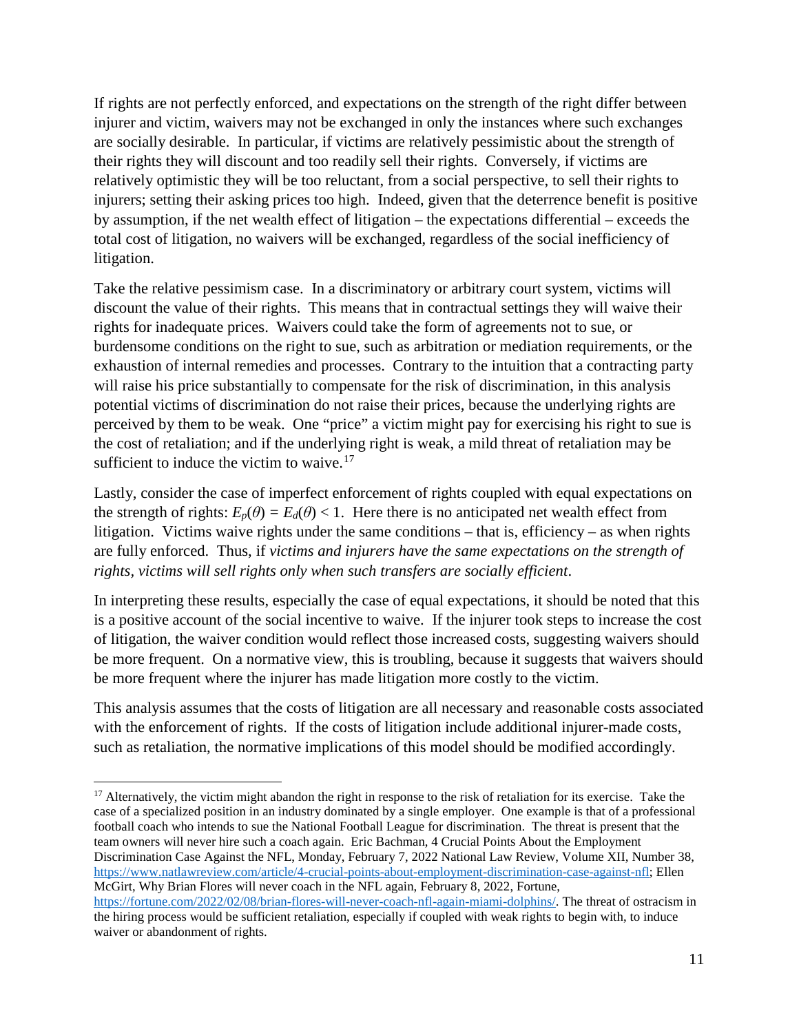If rights are not perfectly enforced, and expectations on the strength of the right differ between injurer and victim, waivers may not be exchanged in only the instances where such exchanges are socially desirable. In particular, if victims are relatively pessimistic about the strength of their rights they will discount and too readily sell their rights. Conversely, if victims are relatively optimistic they will be too reluctant, from a social perspective, to sell their rights to injurers; setting their asking prices too high. Indeed, given that the deterrence benefit is positive by assumption, if the net wealth effect of litigation – the expectations differential – exceeds the total cost of litigation, no waivers will be exchanged, regardless of the social inefficiency of litigation.

Take the relative pessimism case. In a discriminatory or arbitrary court system, victims will discount the value of their rights. This means that in contractual settings they will waive their rights for inadequate prices. Waivers could take the form of agreements not to sue, or burdensome conditions on the right to sue, such as arbitration or mediation requirements, or the exhaustion of internal remedies and processes. Contrary to the intuition that a contracting party will raise his price substantially to compensate for the risk of discrimination, in this analysis potential victims of discrimination do not raise their prices, because the underlying rights are perceived by them to be weak. One "price" a victim might pay for exercising his right to sue is the cost of retaliation; and if the underlying right is weak, a mild threat of retaliation may be sufficient to induce the victim to waive.[17]

Lastly, consider the case of imperfect enforcement of rights coupled with equal expectations on the strength of rights: $E_p(\theta) = E_d(\theta) < 1$. Here there is no anticipated net wealth effect from litigation. Victims waive rights under the same conditions – that is, efficiency – as when rights are fully enforced. Thus, if *victims and injurers have the same expectations on the strength of rights, victims will sell rights only when such transfers are socially efficient*.

In interpreting these results, especially the case of equal expectations, it should be noted that this is a positive account of the social incentive to waive. If the injurer took steps to increase the cost of litigation, the waiver condition would reflect those increased costs, suggesting waivers should be more frequent. On a normative view, this is troubling, because it suggests that waivers should be more frequent where the injurer has made litigation more costly to the victim.

This analysis assumes that the costs of litigation are all necessary and reasonable costs associated with the enforcement of rights. If the costs of litigation include additional injurer-made costs, such as retaliation, the normative implications of this model should be modified accordingly.

---

[17] Alternatively, the victim might abandon the right in response to the risk of retaliation for its exercise. Take the case of a specialized position in an industry dominated by a single employer. One example is that of a professional football coach who intends to sue the National Football League for discrimination. The threat is present that the team owners will never hire such a coach again. Eric Bachman, 4 Crucial Points About the Employment Discrimination Case Against the NFL, Monday, February 7, 2022 National Law Review, Volume XII, Number 38, https://www.natlawreview.com/article/4-crucial-points-about-employment-discrimination-case-against-nfl; Ellen McGirt, Why Brian Flores will never coach in the NFL again, February 8, 2022, Fortune, https://fortune.com/2022/02/08/brian-flores-will-never-coach-nfl-again-miami-dolphins/. The threat of ostracism in the hiring process would be sufficient retaliation, especially if coupled with weak rights to begin with, to induce waiver or abandonment of rights.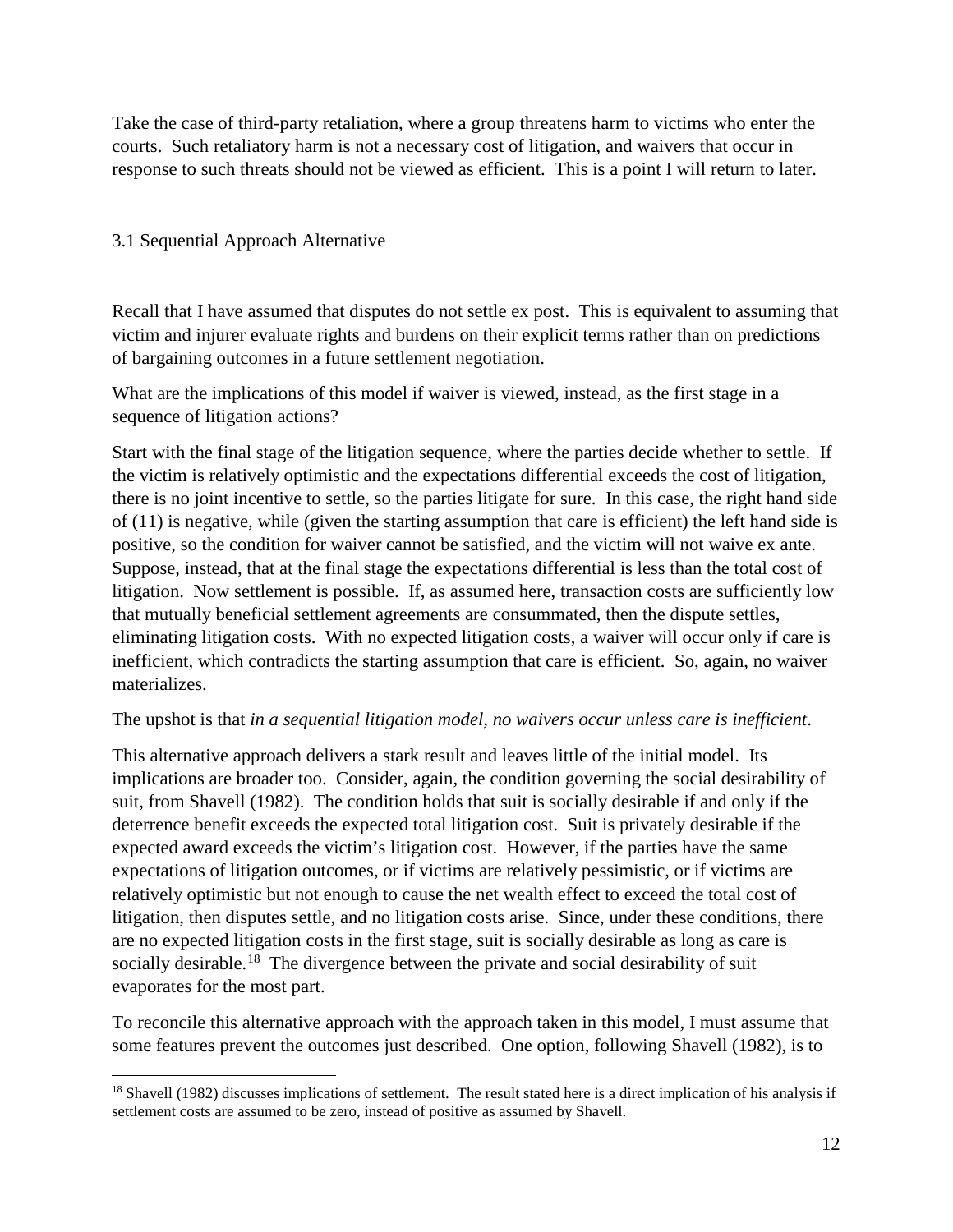Take the case of third-party retaliation, where a group threatens harm to victims who enter the courts. Such retaliatory harm is not a necessary cost of litigation, and waivers that occur in response to such threats should not be viewed as efficient. This is a point I will return to later.

### 3.1 Sequential Approach Alternative

Recall that I have assumed that disputes do not settle ex post. This is equivalent to assuming that victim and injurer evaluate rights and burdens on their explicit terms rather than on predictions of bargaining outcomes in a future settlement negotiation.

What are the implications of this model if waiver is viewed, instead, as the first stage in a sequence of litigation actions?

Start with the final stage of the litigation sequence, where the parties decide whether to settle. If the victim is relatively optimistic and the expectations differential exceeds the cost of litigation, there is no joint incentive to settle, so the parties litigate for sure. In this case, the right hand side of (11) is negative, while (given the starting assumption that care is efficient) the left hand side is positive, so the condition for waiver cannot be satisfied, and the victim will not waive ex ante. Suppose, instead, that at the final stage the expectations differential is less than the total cost of litigation. Now settlement is possible. If, as assumed here, transaction costs are sufficiently low that mutually beneficial settlement agreements are consummated, then the dispute settles, eliminating litigation costs. With no expected litigation costs, a waiver will occur only if care is inefficient, which contradicts the starting assumption that care is efficient. So, again, no waiver materializes.

The upshot is that *in a sequential litigation model, no waivers occur unless care is inefficient*.

This alternative approach delivers a stark result and leaves little of the initial model. Its implications are broader too. Consider, again, the condition governing the social desirability of suit, from Shavell (1982). The condition holds that suit is socially desirable if and only if the deterrence benefit exceeds the expected total litigation cost. Suit is privately desirable if the expected award exceeds the victim's litigation cost. However, if the parties have the same expectations of litigation outcomes, or if victims are relatively pessimistic, or if victims are relatively optimistic but not enough to cause the net wealth effect to exceed the total cost of litigation, then disputes settle, and no litigation costs arise. Since, under these conditions, there are no expected litigation costs in the first stage, suit is socially desirable as long as care is socially desirable.[18] The divergence between the private and social desirability of suit evaporates for the most part.

To reconcile this alternative approach with the approach taken in this model, I must assume that some features prevent the outcomes just described. One option, following Shavell (1982), is to

[18] Shavell (1982) discusses implications of settlement. The result stated here is a direct implication of his analysis if settlement costs are assumed to be zero, instead of positive as assumed by Shavell.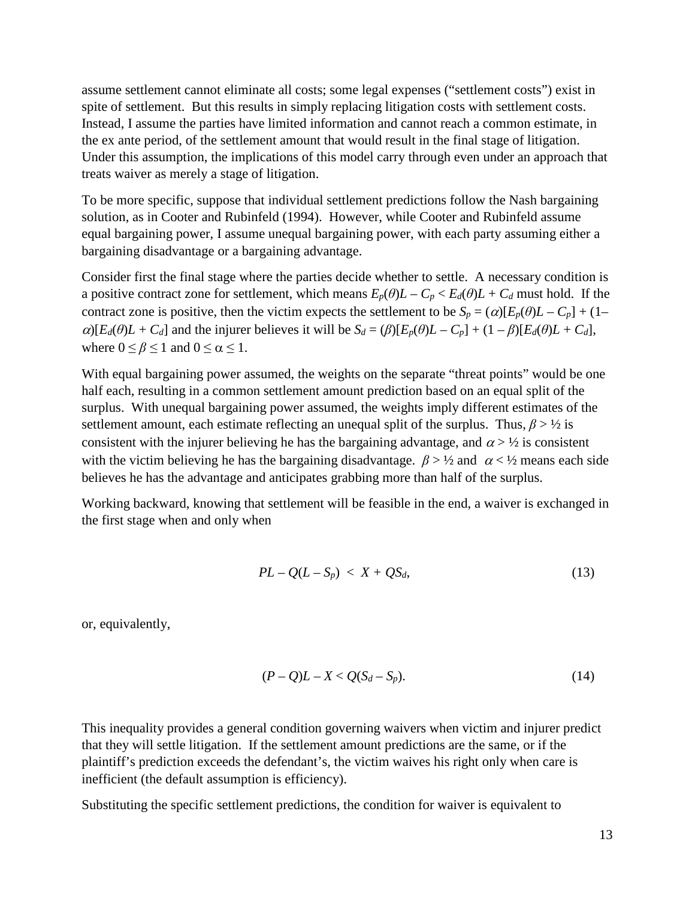assume settlement cannot eliminate all costs; some legal expenses ("settlement costs") exist in spite of settlement. But this results in simply replacing litigation costs with settlement costs. Instead, I assume the parties have limited information and cannot reach a common estimate, in the ex ante period, of the settlement amount that would result in the final stage of litigation. Under this assumption, the implications of this model carry through even under an approach that treats waiver as merely a stage of litigation.

To be more specific, suppose that individual settlement predictions follow the Nash bargaining solution, as in Cooter and Rubinfeld (1994). However, while Cooter and Rubinfeld assume equal bargaining power, I assume unequal bargaining power, with each party assuming either a bargaining disadvantage or a bargaining advantage.

Consider first the final stage where the parties decide whether to settle. A necessary condition is a positive contract zone for settlement, which means $E_p(\theta)L - C_p < E_d(\theta)L + C_d$ must hold. If the contract zone is positive, then the victim expects the settlement to be $S_p = (\alpha)[E_p(\theta)L - C_p] + (1-\alpha)[E_d(\theta)L + C_d]$ and the injurer believes it will be $S_d = (\beta)[E_p(\theta)L - C_p] + (1 - \beta)[E_d(\theta)L + C_d]$, where $0 \leq \beta \leq 1$ and $0 \leq \alpha \leq 1$.

With equal bargaining power assumed, the weights on the separate "threat points" would be one half each, resulting in a common settlement amount prediction based on an equal split of the surplus. With unequal bargaining power assumed, the weights imply different estimates of the settlement amount, each estimate reflecting an unequal split of the surplus. Thus, $\beta > ½$ is consistent with the injurer believing he has the bargaining advantage, and $\alpha > ½$ is consistent with the victim believing he has the bargaining disadvantage. $\beta > ½$ and $\alpha < ½$ means each side believes he has the advantage and anticipates grabbing more than half of the surplus.

Working backward, knowing that settlement will be feasible in the end, a waiver is exchanged in the first stage when and only when

$$PL - Q(L - S_p) \; < \; X + QS_d, \tag{13}$$

or, equivalently,

$$(P - Q)L - X < Q(S_d - S_p). \tag{14}$$

This inequality provides a general condition governing waivers when victim and injurer predict that they will settle litigation. If the settlement amount predictions are the same, or if the plaintiff's prediction exceeds the defendant's, the victim waives his right only when care is inefficient (the default assumption is efficiency).

Substituting the specific settlement predictions, the condition for waiver is equivalent to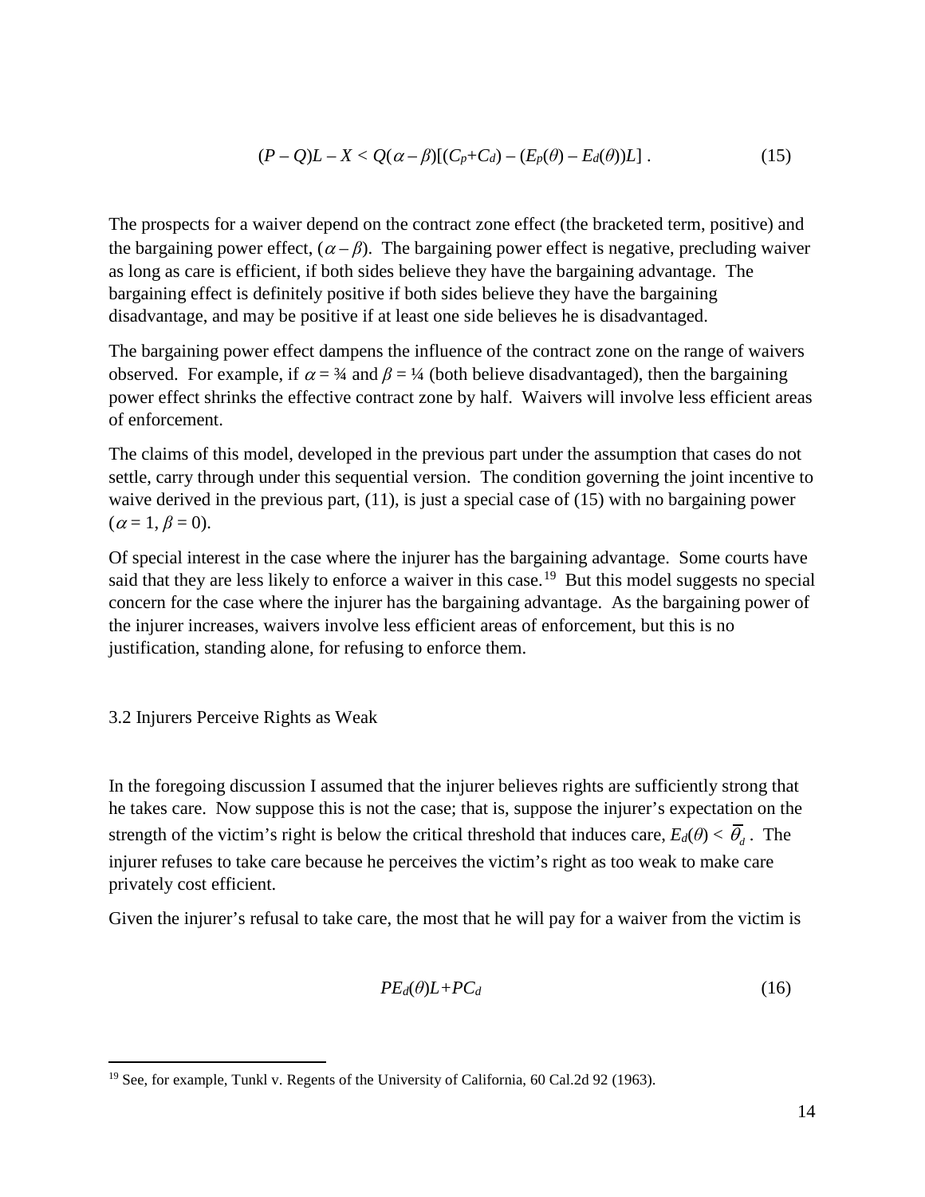$$(P - Q)L - X < Q(\alpha - \beta)[(C_p + C_d) - (E_p(\theta) - E_d(\theta))L] \,. \tag{15}$$

The prospects for a waiver depend on the contract zone effect (the bracketed term, positive) and the bargaining power effect, $(\alpha - \beta)$. The bargaining power effect is negative, precluding waiver as long as care is efficient, if both sides believe they have the bargaining advantage. The bargaining effect is definitely positive if both sides believe they have the bargaining disadvantage, and may be positive if at least one side believes he is disadvantaged.

The bargaining power effect dampens the influence of the contract zone on the range of waivers observed. For example, if $\alpha = ¾$ and $\beta = ¼$ (both believe disadvantaged), then the bargaining power effect shrinks the effective contract zone by half. Waivers will involve less efficient areas of enforcement.

The claims of this model, developed in the previous part under the assumption that cases do not settle, carry through under this sequential version. The condition governing the joint incentive to waive derived in the previous part, (11), is just a special case of (15) with no bargaining power ($\alpha = 1, \beta = 0$).

Of special interest in the case where the injurer has the bargaining advantage. Some courts have said that they are less likely to enforce a waiver in this case.[19] But this model suggests no special concern for the case where the injurer has the bargaining advantage. As the bargaining power of the injurer increases, waivers involve less efficient areas of enforcement, but this is no justification, standing alone, for refusing to enforce them.

### 3.2 Injurers Perceive Rights as Weak

In the foregoing discussion I assumed that the injurer believes rights are sufficiently strong that he takes care. Now suppose this is not the case; that is, suppose the injurer's expectation on the strength of the victim's right is below the critical threshold that induces care, $E_d(\theta) < \overline{\theta}_d$. The injurer refuses to take care because he perceives the victim's right as too weak to make care privately cost efficient.

Given the injurer's refusal to take care, the most that he will pay for a waiver from the victim is

$$PE_d(\theta)L + PC_d \tag{16}$$

[19] See, for example, Tunkl v. Regents of the University of California, 60 Cal.2d 92 (1963).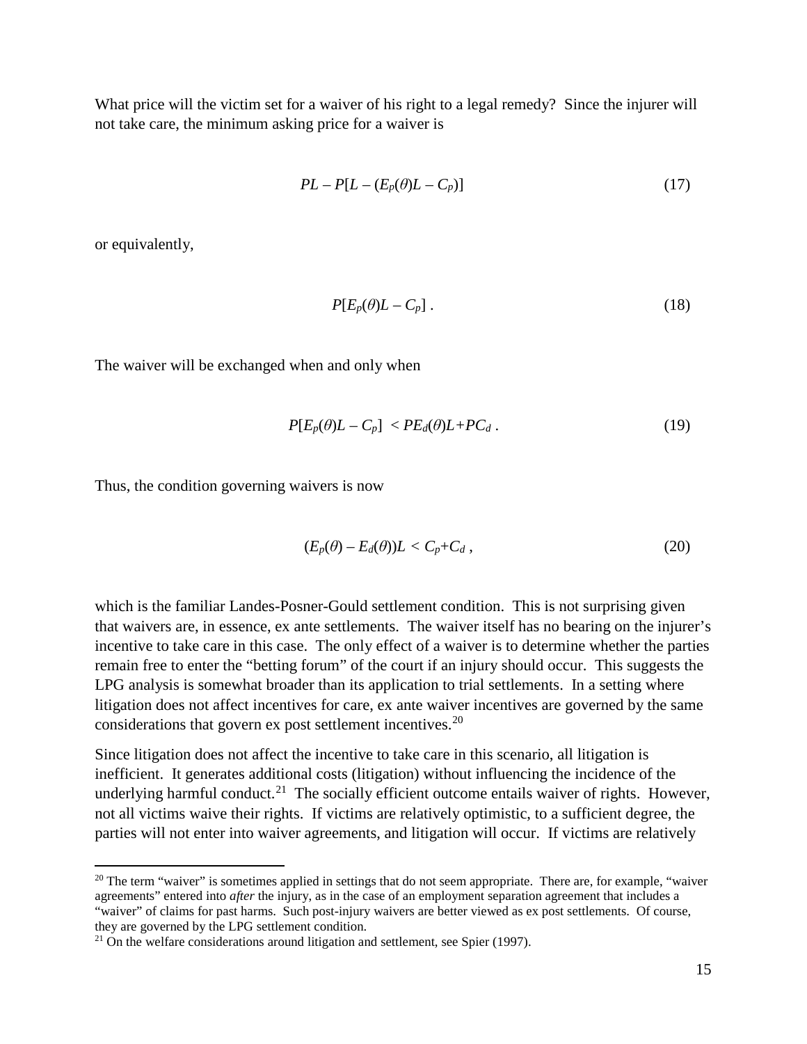What price will the victim set for a waiver of his right to a legal remedy? Since the injurer will not take care, the minimum asking price for a waiver is

$$PL - P[L - (E_p(\theta)L - C_p)] \tag{17}$$

or equivalently,

$$P[E_p(\theta)L - C_p]\ . \tag{18}$$

The waiver will be exchanged when and only when

$$P[E_p(\theta)L - C_p] < PE_d(\theta)L + PC_d\ . \tag{19}$$

Thus, the condition governing waivers is now

$$(E_p(\theta) - E_d(\theta))L < C_p + C_d\ , \tag{20}$$

which is the familiar Landes-Posner-Gould settlement condition. This is not surprising given that waivers are, in essence, ex ante settlements. The waiver itself has no bearing on the injurer's incentive to take care in this case. The only effect of a waiver is to determine whether the parties remain free to enter the "betting forum" of the court if an injury should occur. This suggests the LPG analysis is somewhat broader than its application to trial settlements. In a setting where litigation does not affect incentives for care, ex ante waiver incentives are governed by the same considerations that govern ex post settlement incentives.[20]

Since litigation does not affect the incentive to take care in this scenario, all litigation is inefficient. It generates additional costs (litigation) without influencing the incidence of the underlying harmful conduct.[21] The socially efficient outcome entails waiver of rights. However, not all victims waive their rights. If victims are relatively optimistic, to a sufficient degree, the parties will not enter into waiver agreements, and litigation will occur. If victims are relatively

[20] The term "waiver" is sometimes applied in settings that do not seem appropriate. There are, for example, "waiver agreements" entered into *after* the injury, as in the case of an employment separation agreement that includes a "waiver" of claims for past harms. Such post-injury waivers are better viewed as ex post settlements. Of course, they are governed by the LPG settlement condition.

[21] On the welfare considerations around litigation and settlement, see Spier (1997).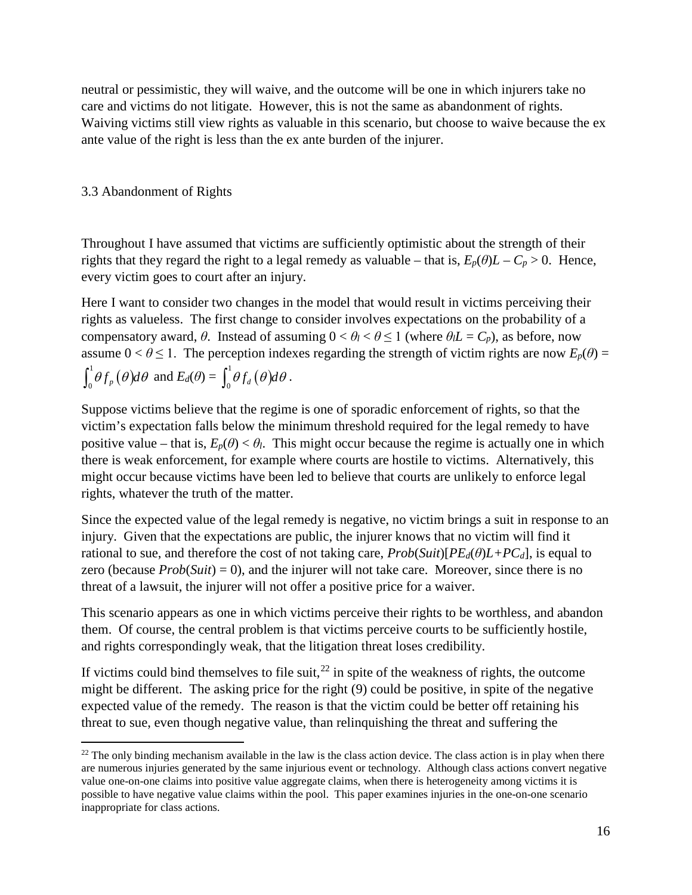neutral or pessimistic, they will waive, and the outcome will be one in which injurers take no care and victims do not litigate. However, this is not the same as abandonment of rights. Waiving victims still view rights as valuable in this scenario, but choose to waive because the ex ante value of the right is less than the ex ante burden of the injurer.

### 3.3 Abandonment of Rights

Throughout I have assumed that victims are sufficiently optimistic about the strength of their rights that they regard the right to a legal remedy as valuable – that is, $E_p(\theta)L - C_p > 0$. Hence, every victim goes to court after an injury.

Here I want to consider two changes in the model that would result in victims perceiving their rights as valueless. The first change to consider involves expectations on the probability of a compensatory award, $\theta$. Instead of assuming $0 < \theta_l < \theta \leq 1$ (where $\theta_l L = C_p$), as before, now assume $0 < \theta \leq 1$. The perception indexes regarding the strength of victim rights are now $E_p(\theta) = \int_0^1 \theta f_p(\theta) d\theta$ and $E_d(\theta) = \int_0^1 \theta f_d(\theta) d\theta$.

Suppose victims believe that the regime is one of sporadic enforcement of rights, so that the victim's expectation falls below the minimum threshold required for the legal remedy to have positive value – that is, $E_p(\theta) < \theta_l$. This might occur because the regime is actually one in which there is weak enforcement, for example where courts are hostile to victims. Alternatively, this might occur because victims have been led to believe that courts are unlikely to enforce legal rights, whatever the truth of the matter.

Since the expected value of the legal remedy is negative, no victim brings a suit in response to an injury. Given that the expectations are public, the injurer knows that no victim will find it rational to sue, and therefore the cost of not taking care, $Prob(Suit)[PE_d(\theta)L + PC_d]$, is equal to zero (because $Prob(Suit) = 0$), and the injurer will not take care. Moreover, since there is no threat of a lawsuit, the injurer will not offer a positive price for a waiver.

This scenario appears as one in which victims perceive their rights to be worthless, and abandon them. Of course, the central problem is that victims perceive courts to be sufficiently hostile, and rights correspondingly weak, that the litigation threat loses credibility.

If victims could bind themselves to file suit,[22] in spite of the weakness of rights, the outcome might be different. The asking price for the right (9) could be positive, in spite of the negative expected value of the remedy. The reason is that the victim could be better off retaining his threat to sue, even though negative value, than relinquishing the threat and suffering the

[22] The only binding mechanism available in the law is the class action device. The class action is in play when there are numerous injuries generated by the same injurious event or technology. Although class actions convert negative value one-on-one claims into positive value aggregate claims, when there is heterogeneity among victims it is possible to have negative value claims within the pool. This paper examines injuries in the one-on-one scenario inappropriate for class actions.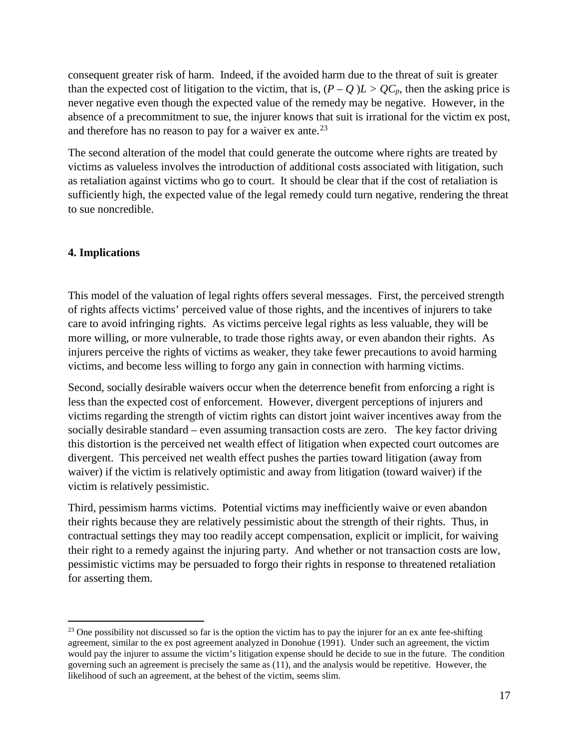consequent greater risk of harm. Indeed, if the avoided harm due to the threat of suit is greater than the expected cost of litigation to the victim, that is, $(P - Q)L > QC_p$, then the asking price is never negative even though the expected value of the remedy may be negative. However, in the absence of a precommitment to sue, the injurer knows that suit is irrational for the victim ex post, and therefore has no reason to pay for a waiver ex ante.[23]

The second alteration of the model that could generate the outcome where rights are treated by victims as valueless involves the introduction of additional costs associated with litigation, such as retaliation against victims who go to court. It should be clear that if the cost of retaliation is sufficiently high, the expected value of the legal remedy could turn negative, rendering the threat to sue noncredible.

## 4. Implications

This model of the valuation of legal rights offers several messages. First, the perceived strength of rights affects victims' perceived value of those rights, and the incentives of injurers to take care to avoid infringing rights. As victims perceive legal rights as less valuable, they will be more willing, or more vulnerable, to trade those rights away, or even abandon their rights. As injurers perceive the rights of victims as weaker, they take fewer precautions to avoid harming victims, and become less willing to forgo any gain in connection with harming victims.

Second, socially desirable waivers occur when the deterrence benefit from enforcing a right is less than the expected cost of enforcement. However, divergent perceptions of injurers and victims regarding the strength of victim rights can distort joint waiver incentives away from the socially desirable standard – even assuming transaction costs are zero. The key factor driving this distortion is the perceived net wealth effect of litigation when expected court outcomes are divergent. This perceived net wealth effect pushes the parties toward litigation (away from waiver) if the victim is relatively optimistic and away from litigation (toward waiver) if the victim is relatively pessimistic.

Third, pessimism harms victims. Potential victims may inefficiently waive or even abandon their rights because they are relatively pessimistic about the strength of their rights. Thus, in contractual settings they may too readily accept compensation, explicit or implicit, for waiving their right to a remedy against the injuring party. And whether or not transaction costs are low, pessimistic victims may be persuaded to forgo their rights in response to threatened retaliation for asserting them.

---

[23] One possibility not discussed so far is the option the victim has to pay the injurer for an ex ante fee-shifting agreement, similar to the ex post agreement analyzed in Donohue (1991). Under such an agreement, the victim would pay the injurer to assume the victim's litigation expense should he decide to sue in the future. The condition governing such an agreement is precisely the same as (11), and the analysis would be repetitive. However, the likelihood of such an agreement, at the behest of the victim, seems slim.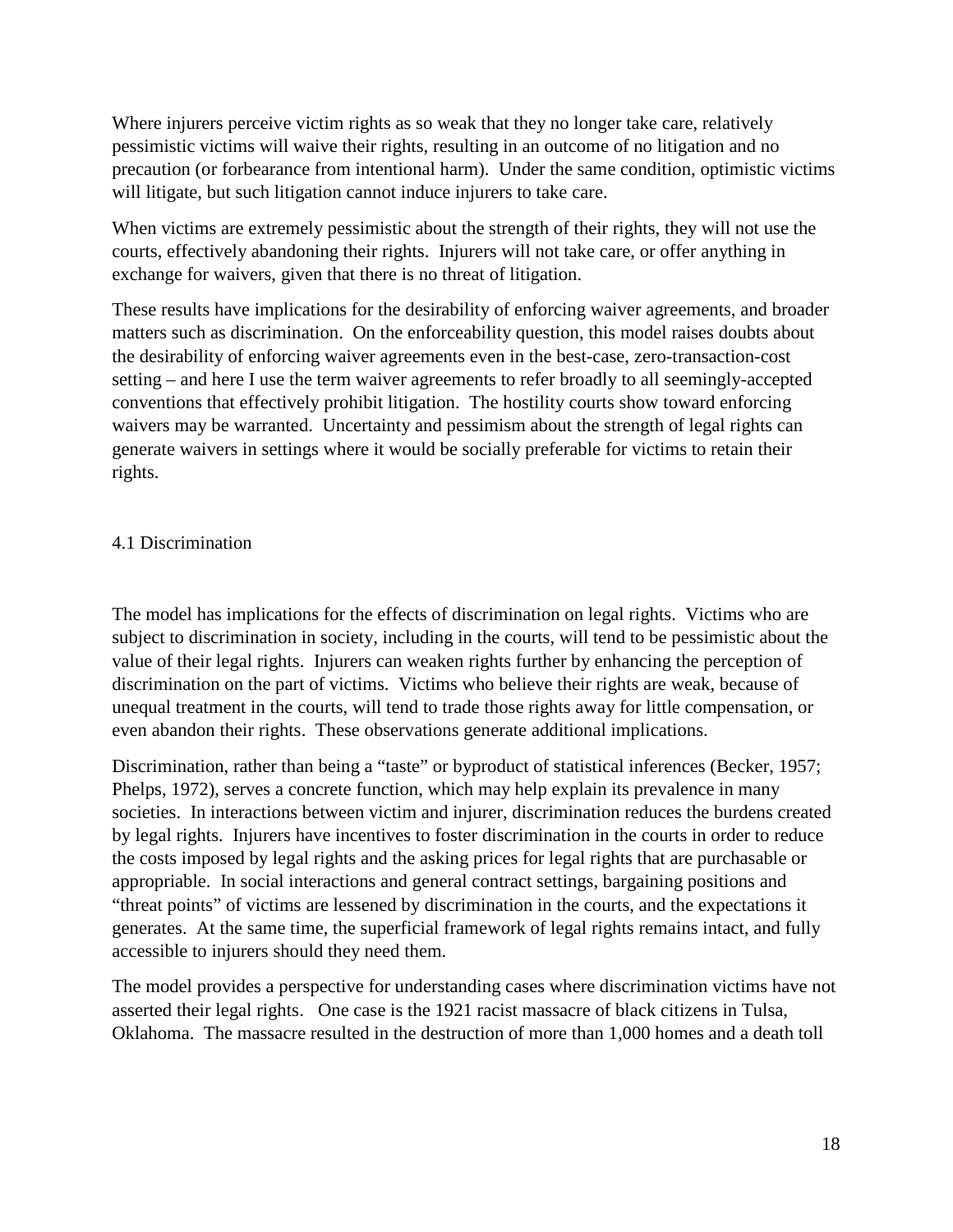Where injurers perceive victim rights as so weak that they no longer take care, relatively pessimistic victims will waive their rights, resulting in an outcome of no litigation and no precaution (or forbearance from intentional harm). Under the same condition, optimistic victims will litigate, but such litigation cannot induce injurers to take care.

When victims are extremely pessimistic about the strength of their rights, they will not use the courts, effectively abandoning their rights. Injurers will not take care, or offer anything in exchange for waivers, given that there is no threat of litigation.

These results have implications for the desirability of enforcing waiver agreements, and broader matters such as discrimination. On the enforceability question, this model raises doubts about the desirability of enforcing waiver agreements even in the best-case, zero-transaction-cost setting – and here I use the term waiver agreements to refer broadly to all seemingly-accepted conventions that effectively prohibit litigation. The hostility courts show toward enforcing waivers may be warranted. Uncertainty and pessimism about the strength of legal rights can generate waivers in settings where it would be socially preferable for victims to retain their rights.

### 4.1 Discrimination

The model has implications for the effects of discrimination on legal rights. Victims who are subject to discrimination in society, including in the courts, will tend to be pessimistic about the value of their legal rights. Injurers can weaken rights further by enhancing the perception of discrimination on the part of victims. Victims who believe their rights are weak, because of unequal treatment in the courts, will tend to trade those rights away for little compensation, or even abandon their rights. These observations generate additional implications.

Discrimination, rather than being a "taste" or byproduct of statistical inferences (Becker, 1957; Phelps, 1972), serves a concrete function, which may help explain its prevalence in many societies. In interactions between victim and injurer, discrimination reduces the burdens created by legal rights. Injurers have incentives to foster discrimination in the courts in order to reduce the costs imposed by legal rights and the asking prices for legal rights that are purchasable or appropriable. In social interactions and general contract settings, bargaining positions and "threat points" of victims are lessened by discrimination in the courts, and the expectations it generates. At the same time, the superficial framework of legal rights remains intact, and fully accessible to injurers should they need them.

The model provides a perspective for understanding cases where discrimination victims have not asserted their legal rights. One case is the 1921 racist massacre of black citizens in Tulsa, Oklahoma. The massacre resulted in the destruction of more than 1,000 homes and a death toll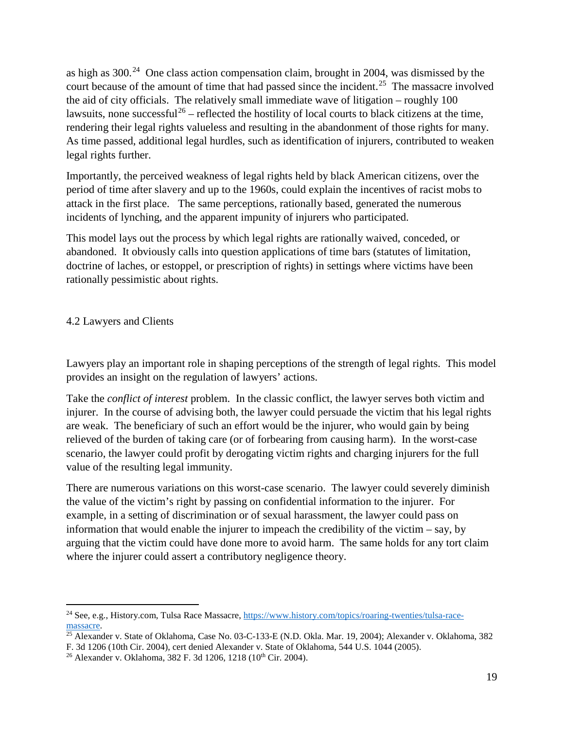as high as 300.[24] One class action compensation claim, brought in 2004, was dismissed by the court because of the amount of time that had passed since the incident.[25] The massacre involved the aid of city officials. The relatively small immediate wave of litigation – roughly 100 lawsuits, none successful[26] – reflected the hostility of local courts to black citizens at the time, rendering their legal rights valueless and resulting in the abandonment of those rights for many. As time passed, additional legal hurdles, such as identification of injurers, contributed to weaken legal rights further.

Importantly, the perceived weakness of legal rights held by black American citizens, over the period of time after slavery and up to the 1960s, could explain the incentives of racist mobs to attack in the first place. The same perceptions, rationally based, generated the numerous incidents of lynching, and the apparent impunity of injurers who participated.

This model lays out the process by which legal rights are rationally waived, conceded, or abandoned. It obviously calls into question applications of time bars (statutes of limitation, doctrine of laches, or estoppel, or prescription of rights) in settings where victims have been rationally pessimistic about rights.

### 4.2 Lawyers and Clients

Lawyers play an important role in shaping perceptions of the strength of legal rights. This model provides an insight on the regulation of lawyers' actions.

Take the *conflict of interest* problem. In the classic conflict, the lawyer serves both victim and injurer. In the course of advising both, the lawyer could persuade the victim that his legal rights are weak. The beneficiary of such an effort would be the injurer, who would gain by being relieved of the burden of taking care (or of forbearing from causing harm). In the worst-case scenario, the lawyer could profit by derogating victim rights and charging injurers for the full value of the resulting legal immunity.

There are numerous variations on this worst-case scenario. The lawyer could severely diminish the value of the victim's right by passing on confidential information to the injurer. For example, in a setting of discrimination or of sexual harassment, the lawyer could pass on information that would enable the injurer to impeach the credibility of the victim – say, by arguing that the victim could have done more to avoid harm. The same holds for any tort claim where the injurer could assert a contributory negligence theory.

---

[24] See, e.g., History.com, Tulsa Race Massacre, https://www.history.com/topics/roaring-twenties/tulsa-race-massacre.

[25] Alexander v. State of Oklahoma, Case No. 03-C-133-E (N.D. Okla. Mar. 19, 2004); Alexander v. Oklahoma, 382 F. 3d 1206 (10th Cir. 2004), cert denied Alexander v. State of Oklahoma, 544 U.S. 1044 (2005).

[26] Alexander v. Oklahoma, 382 F. 3d 1206, 1218 (10th Cir. 2004).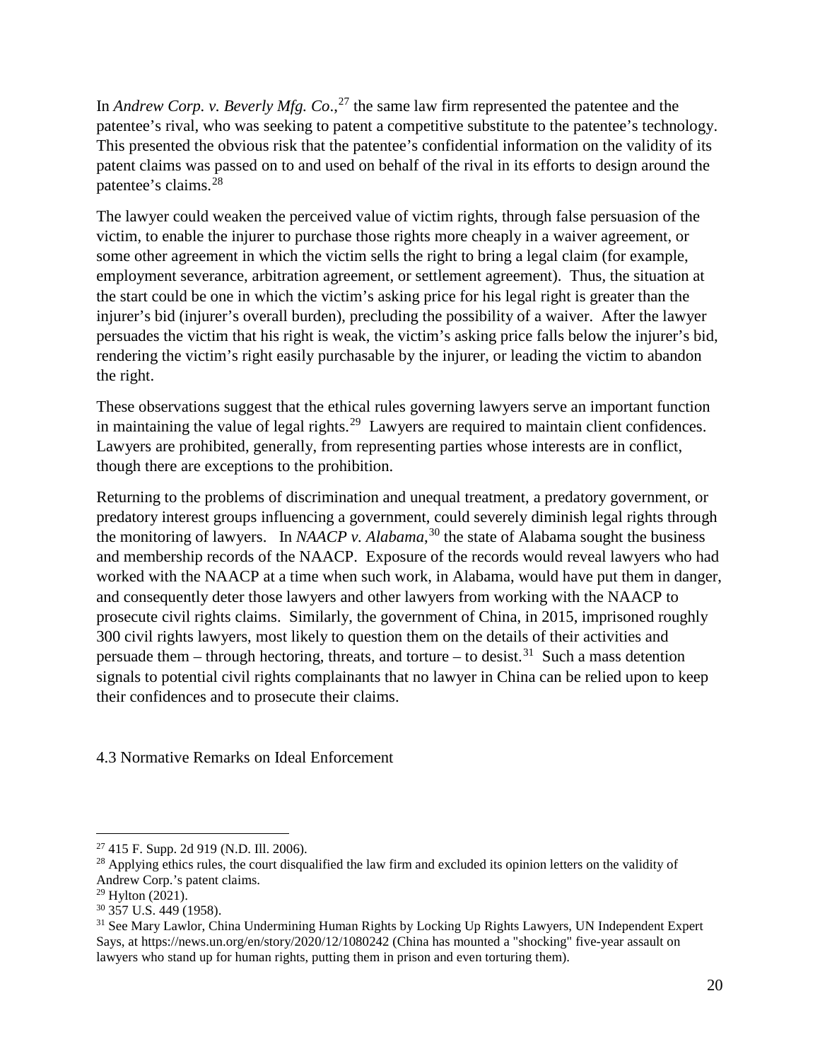In *Andrew Corp. v. Beverly Mfg. Co*.,[27] the same law firm represented the patentee and the patentee's rival, who was seeking to patent a competitive substitute to the patentee's technology. This presented the obvious risk that the patentee's confidential information on the validity of its patent claims was passed on to and used on behalf of the rival in its efforts to design around the patentee's claims.[28]

The lawyer could weaken the perceived value of victim rights, through false persuasion of the victim, to enable the injurer to purchase those rights more cheaply in a waiver agreement, or some other agreement in which the victim sells the right to bring a legal claim (for example, employment severance, arbitration agreement, or settlement agreement). Thus, the situation at the start could be one in which the victim's asking price for his legal right is greater than the injurer's bid (injurer's overall burden), precluding the possibility of a waiver. After the lawyer persuades the victim that his right is weak, the victim's asking price falls below the injurer's bid, rendering the victim's right easily purchasable by the injurer, or leading the victim to abandon the right.

These observations suggest that the ethical rules governing lawyers serve an important function in maintaining the value of legal rights.[29] Lawyers are required to maintain client confidences. Lawyers are prohibited, generally, from representing parties whose interests are in conflict, though there are exceptions to the prohibition.

Returning to the problems of discrimination and unequal treatment, a predatory government, or predatory interest groups influencing a government, could severely diminish legal rights through the monitoring of lawyers. In *NAACP v. Alabama*,[30] the state of Alabama sought the business and membership records of the NAACP. Exposure of the records would reveal lawyers who had worked with the NAACP at a time when such work, in Alabama, would have put them in danger, and consequently deter those lawyers and other lawyers from working with the NAACP to prosecute civil rights claims. Similarly, the government of China, in 2015, imprisoned roughly 300 civil rights lawyers, most likely to question them on the details of their activities and persuade them – through hectoring, threats, and torture – to desist.[31] Such a mass detention signals to potential civil rights complainants that no lawyer in China can be relied upon to keep their confidences and to prosecute their claims.

## 4.3 Normative Remarks on Ideal Enforcement

---

[27] 415 F. Supp. 2d 919 (N.D. Ill. 2006).

[28] Applying ethics rules, the court disqualified the law firm and excluded its opinion letters on the validity of Andrew Corp.'s patent claims.

[29] Hylton (2021).

[30] 357 U.S. 449 (1958).

[31] See Mary Lawlor, China Undermining Human Rights by Locking Up Rights Lawyers, UN Independent Expert Says, at https://news.un.org/en/story/2020/12/1080242 (China has mounted a "shocking" five-year assault on lawyers who stand up for human rights, putting them in prison and even torturing them).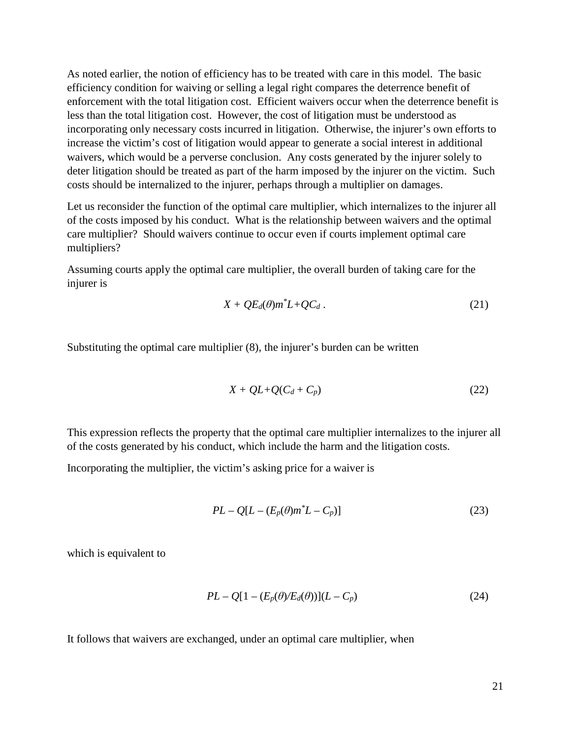As noted earlier, the notion of efficiency has to be treated with care in this model. The basic efficiency condition for waiving or selling a legal right compares the deterrence benefit of enforcement with the total litigation cost. Efficient waivers occur when the deterrence benefit is less than the total litigation cost. However, the cost of litigation must be understood as incorporating only necessary costs incurred in litigation. Otherwise, the injurer's own efforts to increase the victim's cost of litigation would appear to generate a social interest in additional waivers, which would be a perverse conclusion. Any costs generated by the injurer solely to deter litigation should be treated as part of the harm imposed by the injurer on the victim. Such costs should be internalized to the injurer, perhaps through a multiplier on damages.

Let us reconsider the function of the optimal care multiplier, which internalizes to the injurer all of the costs imposed by his conduct. What is the relationship between waivers and the optimal care multiplier? Should waivers continue to occur even if courts implement optimal care multipliers?

Assuming courts apply the optimal care multiplier, the overall burden of taking care for the injurer is

$$X + QE_d(\theta)m^*L + QC_d \,. \tag{21}$$

Substituting the optimal care multiplier (8), the injurer's burden can be written

$$X + QL + Q(C_d + C_p) \tag{22}$$

This expression reflects the property that the optimal care multiplier internalizes to the injurer all of the costs generated by his conduct, which include the harm and the litigation costs.

Incorporating the multiplier, the victim's asking price for a waiver is

$$PL - Q[L - (E_p(\theta)m^*L - C_p)] \tag{23}$$

which is equivalent to

$$PL - Q[1 - (E_p(\theta)/E_d(\theta))](L - C_p) \tag{24}$$

It follows that waivers are exchanged, under an optimal care multiplier, when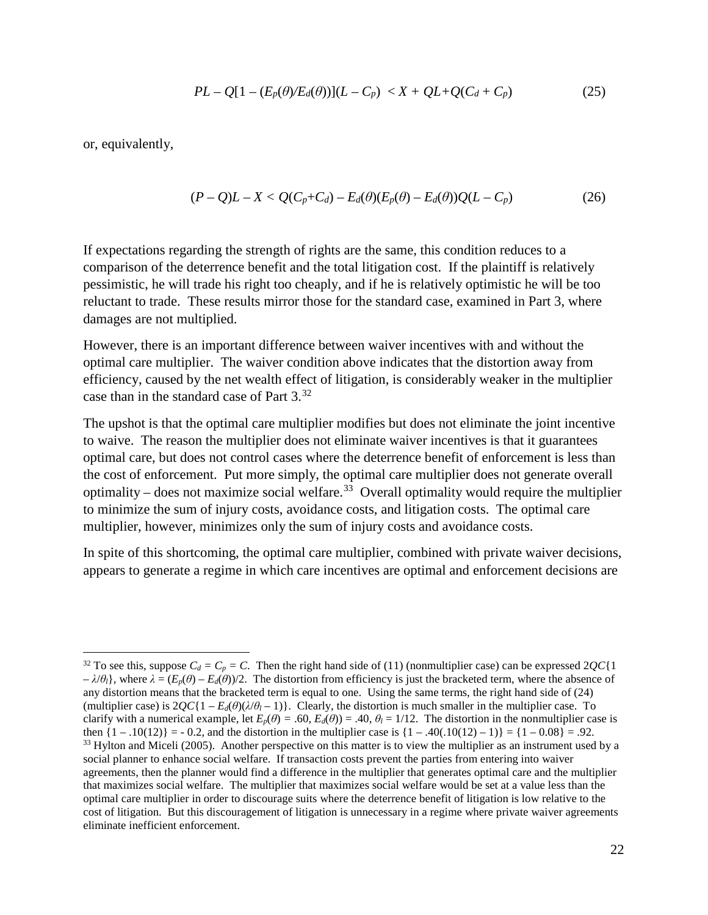$$PL - Q[1 - (E_p(\theta)/E_d(\theta))](L - C_p) < X + QL + Q(C_d + C_p) \tag{25}$$

or, equivalently,

$$(P - Q)L - X < Q(C_p + C_d) - E_d(\theta)(E_p(\theta) - E_d(\theta))Q(L - C_p) \tag{26}$$

If expectations regarding the strength of rights are the same, this condition reduces to a comparison of the deterrence benefit and the total litigation cost. If the plaintiff is relatively pessimistic, he will trade his right too cheaply, and if he is relatively optimistic he will be too reluctant to trade. These results mirror those for the standard case, examined in Part 3, where damages are not multiplied.

However, there is an important difference between waiver incentives with and without the optimal care multiplier. The waiver condition above indicates that the distortion away from efficiency, caused by the net wealth effect of litigation, is considerably weaker in the multiplier case than in the standard case of Part 3.[32]

The upshot is that the optimal care multiplier modifies but does not eliminate the joint incentive to waive. The reason the multiplier does not eliminate waiver incentives is that it guarantees optimal care, but does not control cases where the deterrence benefit of enforcement is less than the cost of enforcement. Put more simply, the optimal care multiplier does not generate overall optimality – does not maximize social welfare.[33] Overall optimality would require the multiplier to minimize the sum of injury costs, avoidance costs, and litigation costs. The optimal care multiplier, however, minimizes only the sum of injury costs and avoidance costs.

In spite of this shortcoming, the optimal care multiplier, combined with private waiver decisions, appears to generate a regime in which care incentives are optimal and enforcement decisions are

---

[32] To see this, suppose $C_d = C_p = C$. Then the right hand side of (11) (nonmultiplier case) can be expressed $2QC\{1 - \lambda/\theta_l\}$, where $\lambda = (E_p(\theta) - E_d(\theta))/2$. The distortion from efficiency is just the bracketed term, where the absence of any distortion means that the bracketed term is equal to one. Using the same terms, the right hand side of (24) (multiplier case) is $2QC\{1 - E_d(\theta)(\lambda/\theta_l - 1)\}$. Clearly, the distortion is much smaller in the multiplier case. To clarify with a numerical example, let $E_p(\theta) = .60$, $E_d(\theta)) = .40$, $\theta_l = 1/12$. The distortion in the nonmultiplier case is then $\{1 - .10(12)\} = -0.2$, and the distortion in the multiplier case is $\{1 - .40(.10(12) - 1)\} = \{1 - 0.08\} = .92$.

[33] Hylton and Miceli (2005). Another perspective on this matter is to view the multiplier as an instrument used by a social planner to enhance social welfare. If transaction costs prevent the parties from entering into waiver agreements, then the planner would find a difference in the multiplier that generates optimal care and the multiplier that maximizes social welfare. The multiplier that maximizes social welfare would be set at a value less than the optimal care multiplier in order to discourage suits where the deterrence benefit of litigation is low relative to the cost of litigation. But this discouragement of litigation is unnecessary in a regime where private waiver agreements eliminate inefficient enforcement.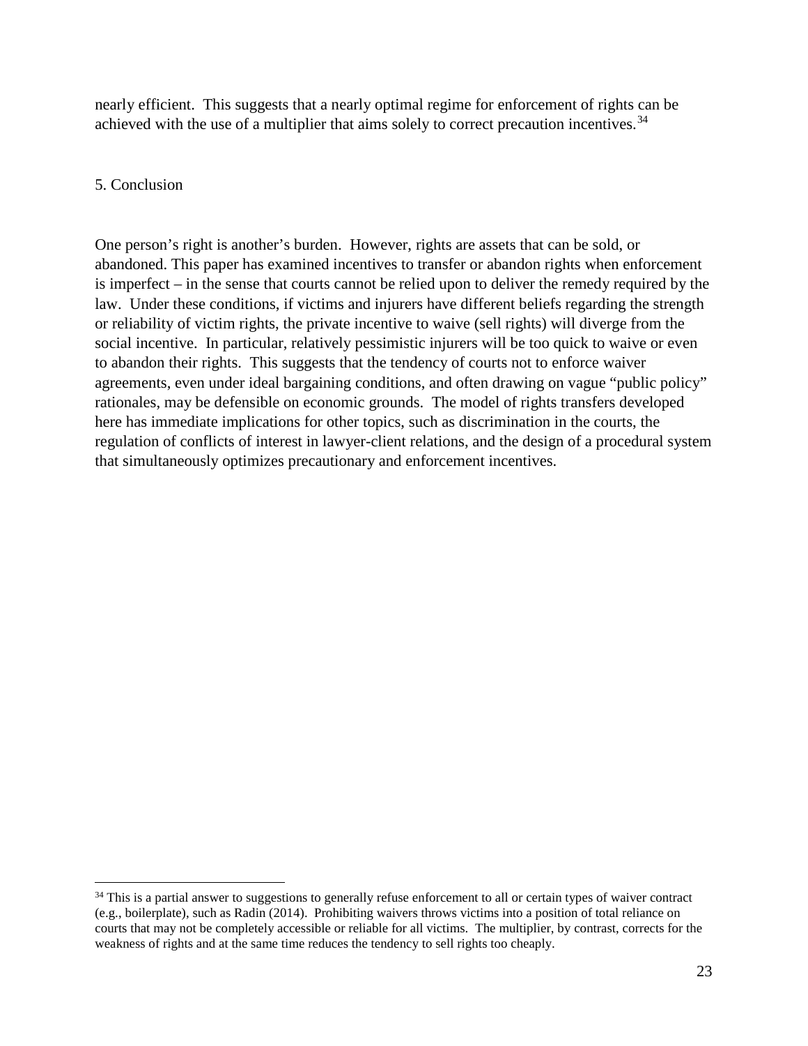nearly efficient. This suggests that a nearly optimal regime for enforcement of rights can be achieved with the use of a multiplier that aims solely to correct precaution incentives.[34]

## 5. Conclusion

One person's right is another's burden. However, rights are assets that can be sold, or abandoned. This paper has examined incentives to transfer or abandon rights when enforcement is imperfect – in the sense that courts cannot be relied upon to deliver the remedy required by the law. Under these conditions, if victims and injurers have different beliefs regarding the strength or reliability of victim rights, the private incentive to waive (sell rights) will diverge from the social incentive. In particular, relatively pessimistic injurers will be too quick to waive or even to abandon their rights. This suggests that the tendency of courts not to enforce waiver agreements, even under ideal bargaining conditions, and often drawing on vague "public policy" rationales, may be defensible on economic grounds. The model of rights transfers developed here has immediate implications for other topics, such as discrimination in the courts, the regulation of conflicts of interest in lawyer-client relations, and the design of a procedural system that simultaneously optimizes precautionary and enforcement incentives.

[34] This is a partial answer to suggestions to generally refuse enforcement to all or certain types of waiver contract (e.g., boilerplate), such as Radin (2014). Prohibiting waivers throws victims into a position of total reliance on courts that may not be completely accessible or reliable for all victims. The multiplier, by contrast, corrects for the weakness of rights and at the same time reduces the tendency to sell rights too cheaply.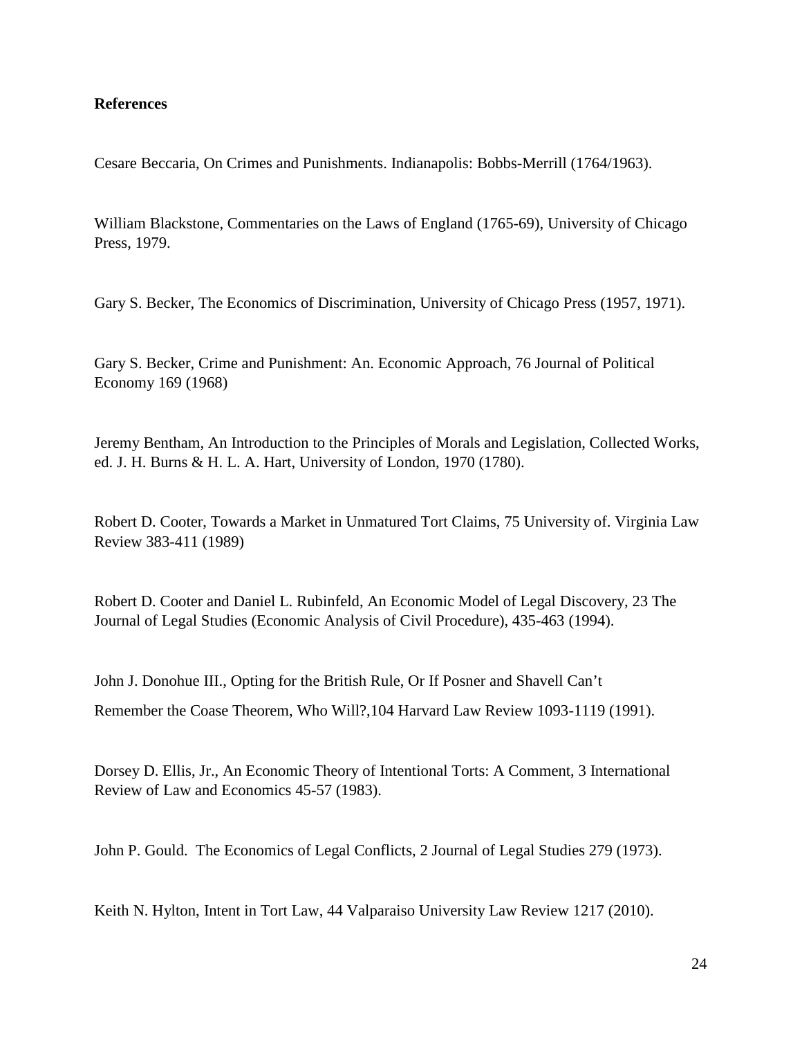**References**

Cesare Beccaria, On Crimes and Punishments. Indianapolis: Bobbs-Merrill (1764/1963).

William Blackstone, Commentaries on the Laws of England (1765-69), University of Chicago Press, 1979.

Gary S. Becker, The Economics of Discrimination, University of Chicago Press (1957, 1971).

Gary S. Becker, Crime and Punishment: An. Economic Approach, 76 Journal of Political Economy 169 (1968)

Jeremy Bentham, An Introduction to the Principles of Morals and Legislation, Collected Works, ed. J. H. Burns & H. L. A. Hart, University of London, 1970 (1780).

Robert D. Cooter, Towards a Market in Unmatured Tort Claims, 75 University of. Virginia Law Review 383-411 (1989)

Robert D. Cooter and Daniel L. Rubinfeld, An Economic Model of Legal Discovery, 23 The Journal of Legal Studies (Economic Analysis of Civil Procedure), 435-463 (1994).

John J. Donohue III., Opting for the British Rule, Or If Posner and Shavell Can't Remember the Coase Theorem, Who Will?,104 Harvard Law Review 1093-1119 (1991).

Dorsey D. Ellis, Jr., An Economic Theory of Intentional Torts: A Comment, 3 International Review of Law and Economics 45-57 (1983).

John P. Gould. The Economics of Legal Conflicts, 2 Journal of Legal Studies 279 (1973).

Keith N. Hylton, Intent in Tort Law, 44 Valparaiso University Law Review 1217 (2010).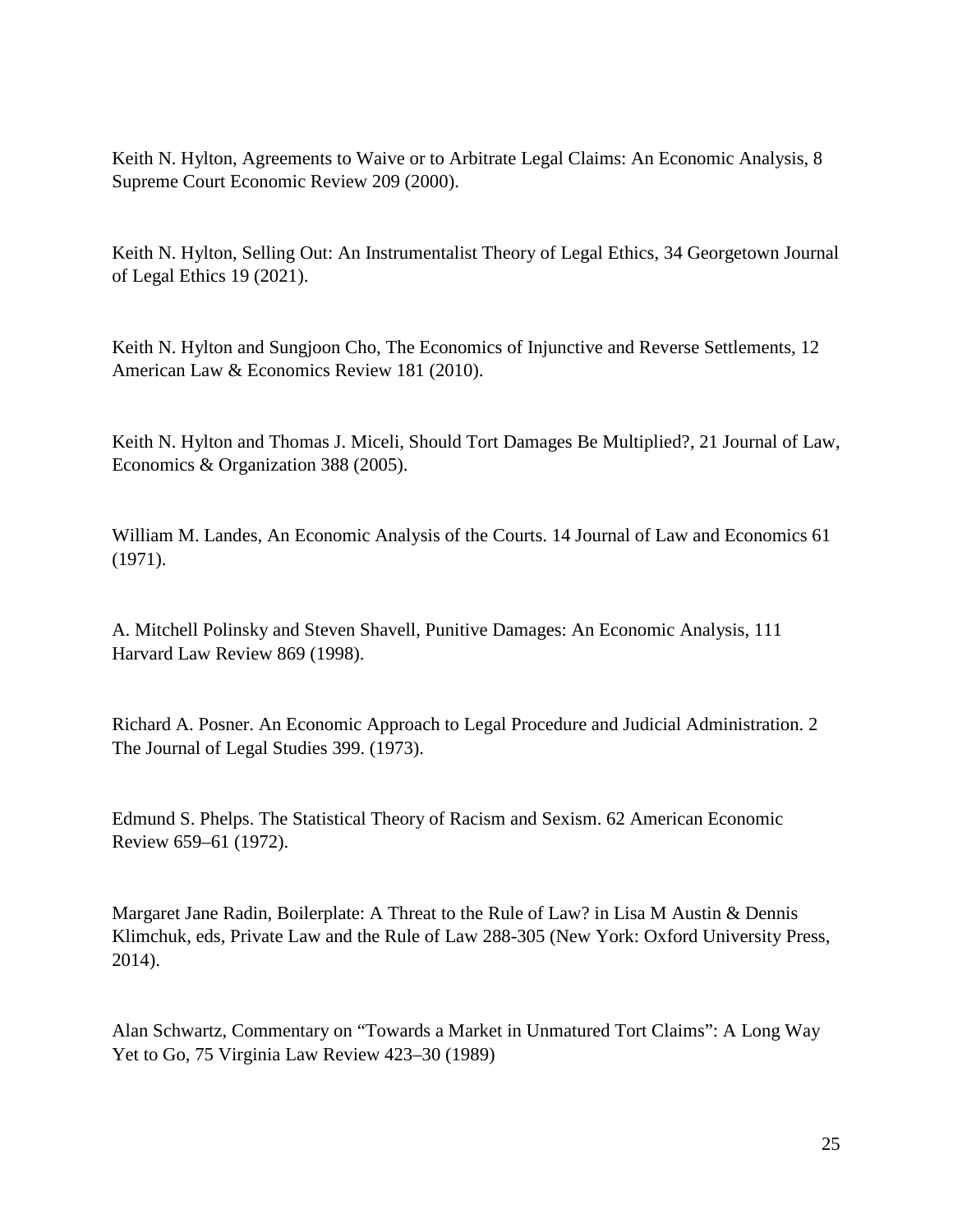Keith N. Hylton, Agreements to Waive or to Arbitrate Legal Claims: An Economic Analysis, 8 Supreme Court Economic Review 209 (2000).

Keith N. Hylton, Selling Out: An Instrumentalist Theory of Legal Ethics, 34 Georgetown Journal of Legal Ethics 19 (2021).

Keith N. Hylton and Sungjoon Cho, The Economics of Injunctive and Reverse Settlements, 12 American Law & Economics Review 181 (2010).

Keith N. Hylton and Thomas J. Miceli, Should Tort Damages Be Multiplied?, 21 Journal of Law, Economics & Organization 388 (2005).

William M. Landes, An Economic Analysis of the Courts. 14 Journal of Law and Economics 61 (1971).

A. Mitchell Polinsky and Steven Shavell, Punitive Damages: An Economic Analysis, 111 Harvard Law Review 869 (1998).

Richard A. Posner. An Economic Approach to Legal Procedure and Judicial Administration. 2 The Journal of Legal Studies 399. (1973).

Edmund S. Phelps. The Statistical Theory of Racism and Sexism. 62 American Economic Review 659–61 (1972).

Margaret Jane Radin, Boilerplate: A Threat to the Rule of Law? in Lisa M Austin & Dennis Klimchuk, eds, Private Law and the Rule of Law 288-305 (New York: Oxford University Press, 2014).

Alan Schwartz, Commentary on "Towards a Market in Unmatured Tort Claims": A Long Way Yet to Go, 75 Virginia Law Review 423–30 (1989)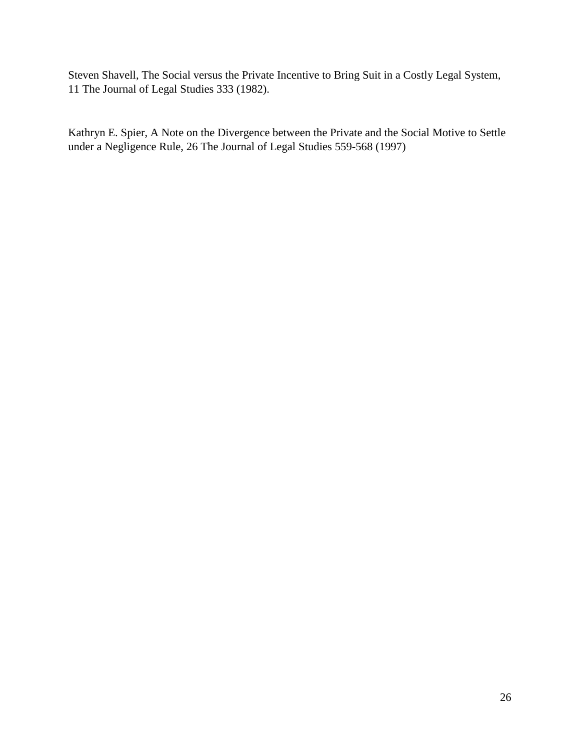Steven Shavell, The Social versus the Private Incentive to Bring Suit in a Costly Legal System, 11 The Journal of Legal Studies 333 (1982).

Kathryn E. Spier, A Note on the Divergence between the Private and the Social Motive to Settle under a Negligence Rule, 26 The Journal of Legal Studies 559-568 (1997)